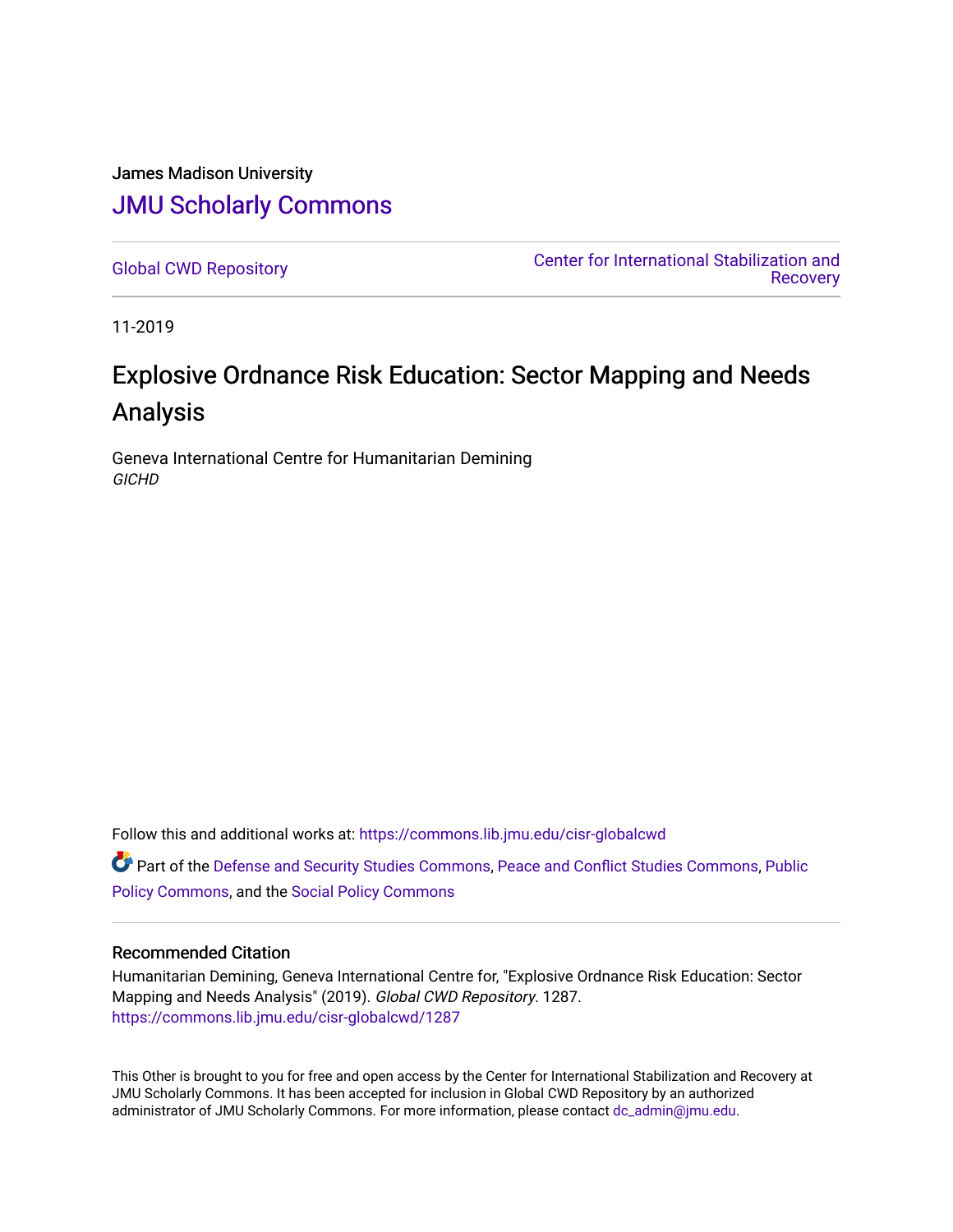James Madison University

# JMU Scholarly Commons

Global CWD Repository

Center for International Stabilization and Recovery

11-2019

# Explosive Ordnance Risk Education: Sector Mapping and Needs Analysis

Geneva International Centre for Humanitarian Demining
*GICHD*

Follow this and additional works at: https://commons.lib.jmu.edu/cisr-globalcwd

Part of the Defense and Security Studies Commons, Peace and Conflict Studies Commons, Public Policy Commons, and the Social Policy Commons

## Recommended Citation

Humanitarian Demining, Geneva International Centre for, "Explosive Ordnance Risk Education: Sector Mapping and Needs Analysis" (2019). *Global CWD Repository*. 1287.
https://commons.lib.jmu.edu/cisr-globalcwd/1287

This Other is brought to you for free and open access by the Center for International Stabilization and Recovery at JMU Scholarly Commons. It has been accepted for inclusion in Global CWD Repository by an authorized administrator of JMU Scholarly Commons. For more information, please contact dc_admin@jmu.edu.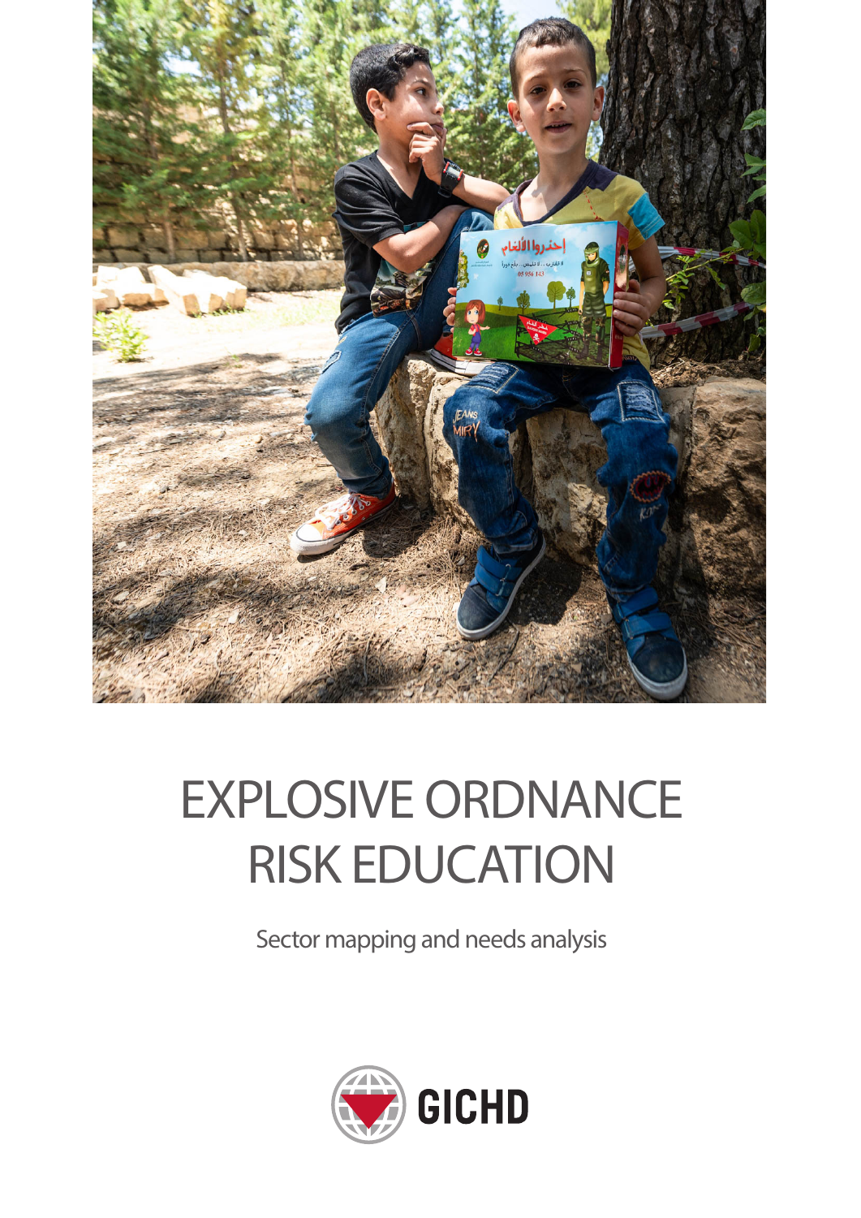# EXPLOSIVE ORDNANCE RISK EDUCATION

Sector mapping and needs analysis

GICHD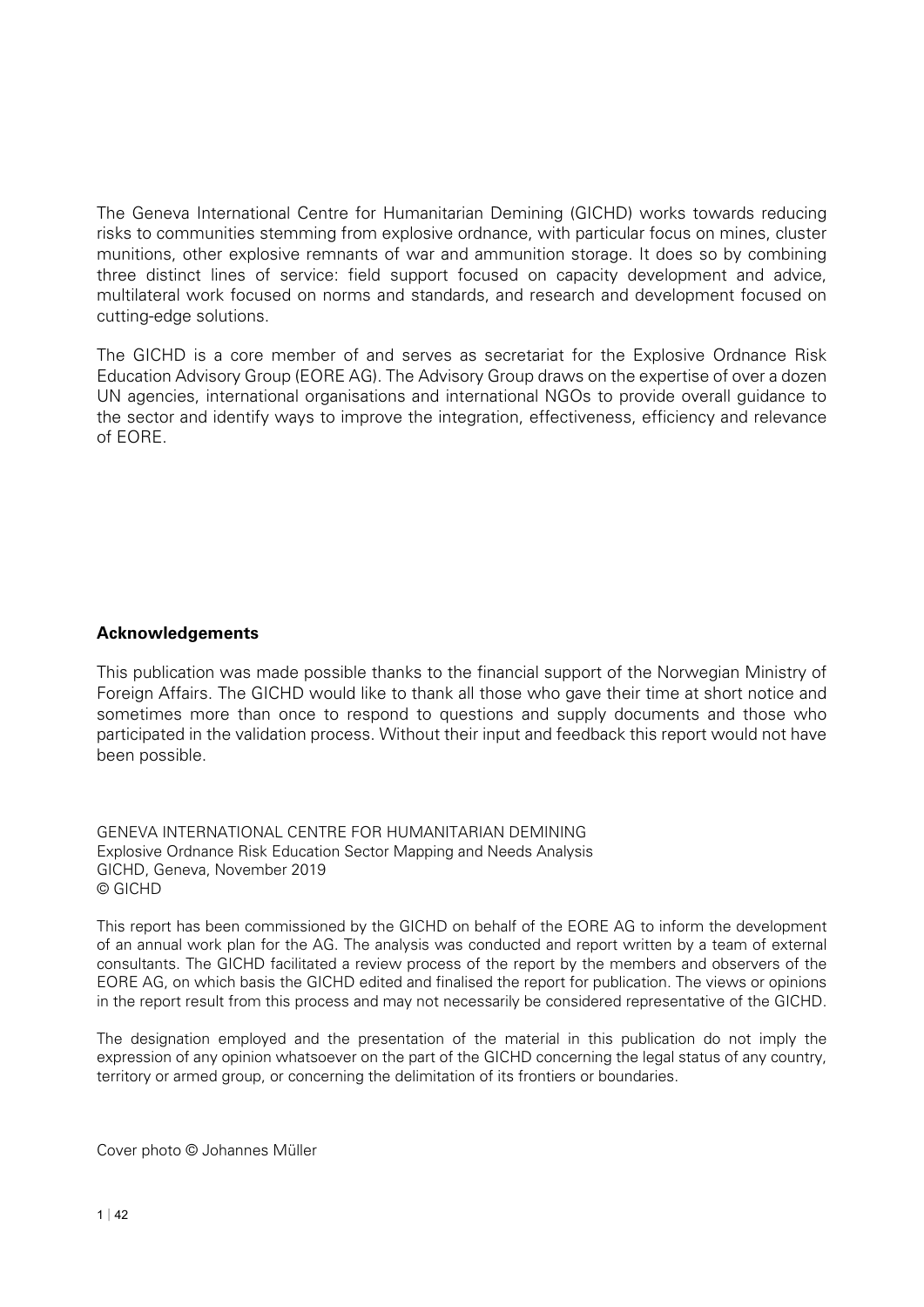The Geneva International Centre for Humanitarian Demining (GICHD) works towards reducing risks to communities stemming from explosive ordnance, with particular focus on mines, cluster munitions, other explosive remnants of war and ammunition storage. It does so by combining three distinct lines of service: field support focused on capacity development and advice, multilateral work focused on norms and standards, and research and development focused on cutting-edge solutions.

The GICHD is a core member of and serves as secretariat for the Explosive Ordnance Risk Education Advisory Group (EORE AG). The Advisory Group draws on the expertise of over a dozen UN agencies, international organisations and international NGOs to provide overall guidance to the sector and identify ways to improve the integration, effectiveness, efficiency and relevance of EORE.

**Acknowledgements**

This publication was made possible thanks to the financial support of the Norwegian Ministry of Foreign Affairs. The GICHD would like to thank all those who gave their time at short notice and sometimes more than once to respond to questions and supply documents and those who participated in the validation process. Without their input and feedback this report would not have been possible.

GENEVA INTERNATIONAL CENTRE FOR HUMANITARIAN DEMINING
Explosive Ordnance Risk Education Sector Mapping and Needs Analysis
GICHD, Geneva, November 2019
© GICHD

This report has been commissioned by the GICHD on behalf of the EORE AG to inform the development of an annual work plan for the AG. The analysis was conducted and report written by a team of external consultants. The GICHD facilitated a review process of the report by the members and observers of the EORE AG, on which basis the GICHD edited and finalised the report for publication. The views or opinions in the report result from this process and may not necessarily be considered representative of the GICHD.

The designation employed and the presentation of the material in this publication do not imply the expression of any opinion whatsoever on the part of the GICHD concerning the legal status of any country, territory or armed group, or concerning the delimitation of its frontiers or boundaries.

Cover photo © Johannes Müller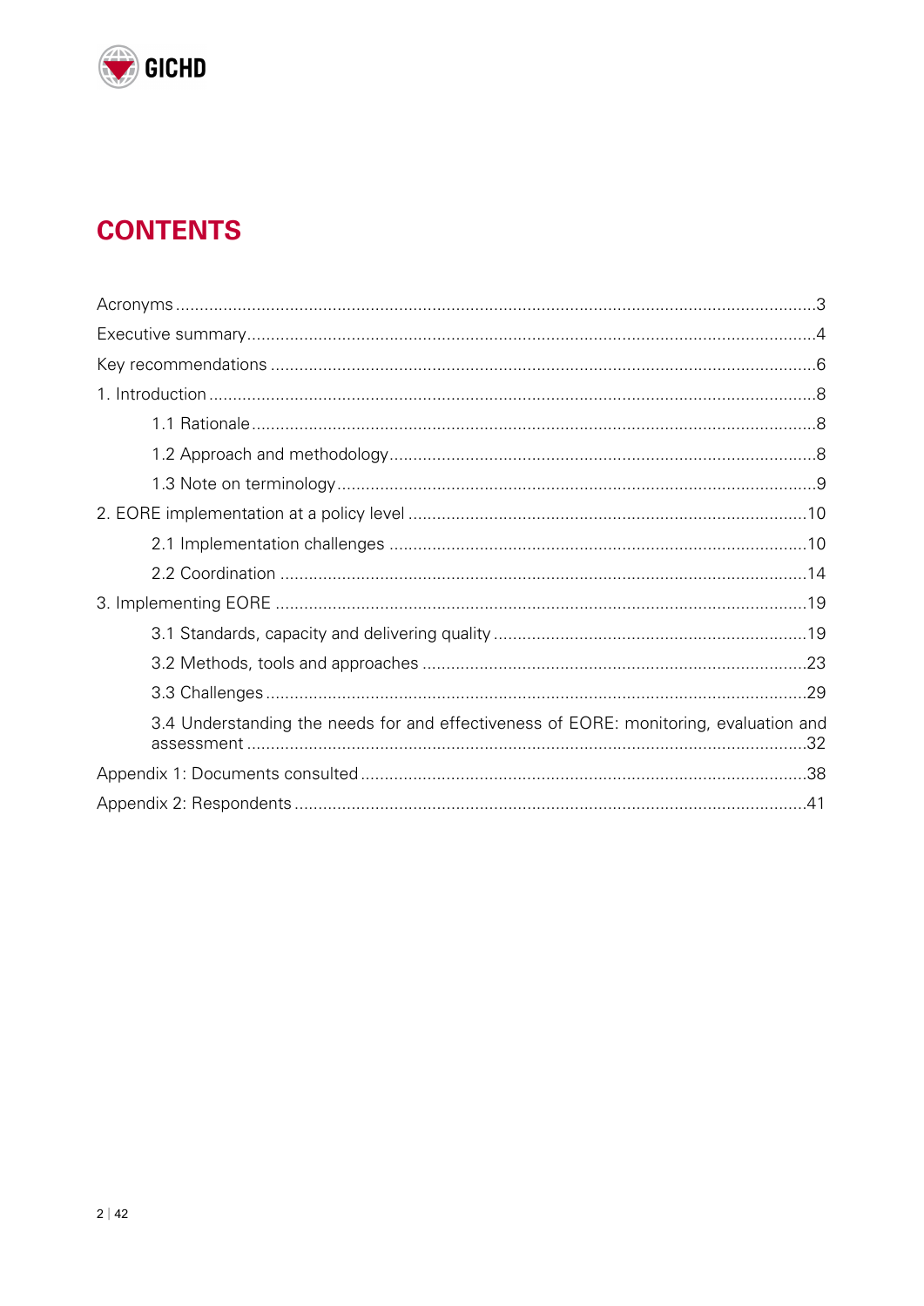# CONTENTS

Acronyms ........................................................................................................................3

Executive summary..........................................................................................................4

Key recommendations .....................................................................................................6

1. Introduction ..................................................................................................................8

  1.1 Rationale ..................................................................................................................8

  1.2 Approach and methodology......................................................................................8

  1.3 Note on terminology..................................................................................................9

2. EORE implementation at a policy level .......................................................................10

  2.1 Implementation challenges .....................................................................................10

  2.2 Coordination ...........................................................................................................14

3. Implementing EORE ...................................................................................................19

  3.1 Standards, capacity and delivering quality ...............................................................19

  3.2 Methods, tools and approaches ..............................................................................23

  3.3 Challenges ..............................................................................................................29

  3.4 Understanding the needs for and effectiveness of EORE: monitoring, evaluation and assessment ...................................................................................................................32

Appendix 1: Documents consulted ...................................................................................38

Appendix 2: Respondents .................................................................................................41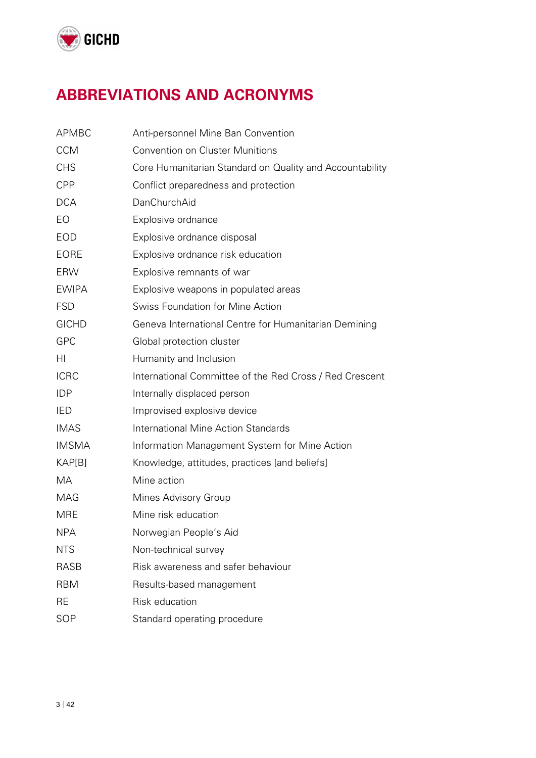# ABBREVIATIONS AND ACRONYMS

| | |
|---|---|
| APMBC | Anti-personnel Mine Ban Convention |
| CCM | Convention on Cluster Munitions |
| CHS | Core Humanitarian Standard on Quality and Accountability |
| CPP | Conflict preparedness and protection |
| DCA | DanChurchAid |
| EO | Explosive ordnance |
| EOD | Explosive ordnance disposal |
| EORE | Explosive ordnance risk education |
| ERW | Explosive remnants of war |
| EWIPA | Explosive weapons in populated areas |
| FSD | Swiss Foundation for Mine Action |
| GICHD | Geneva International Centre for Humanitarian Demining |
| GPC | Global protection cluster |
| HI | Humanity and Inclusion |
| ICRC | International Committee of the Red Cross / Red Crescent |
| IDP | Internally displaced person |
| IED | Improvised explosive device |
| IMAS | International Mine Action Standards |
| IMSMA | Information Management System for Mine Action |
| KAP[B] | Knowledge, attitudes, practices [and beliefs] |
| MA | Mine action |
| MAG | Mines Advisory Group |
| MRE | Mine risk education |
| NPA | Norwegian People's Aid |
| NTS | Non-technical survey |
| RASB | Risk awareness and safer behaviour |
| RBM | Results-based management |
| RE | Risk education |
| SOP | Standard operating procedure |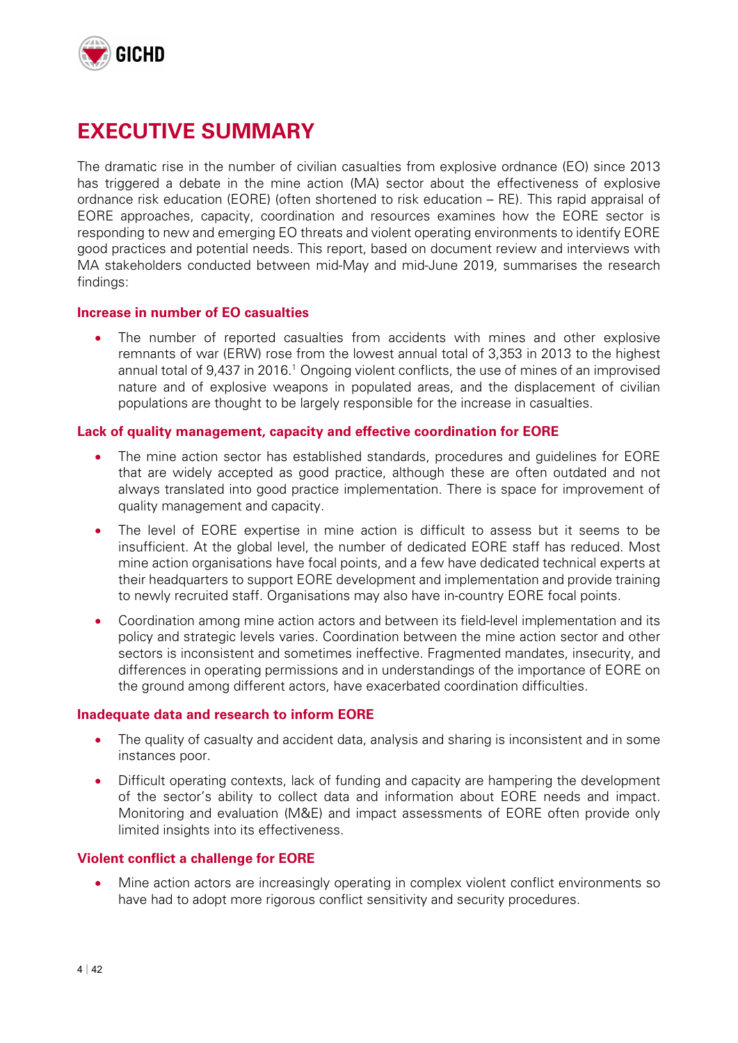# EXECUTIVE SUMMARY

The dramatic rise in the number of civilian casualties from explosive ordnance (EO) since 2013 has triggered a debate in the mine action (MA) sector about the effectiveness of explosive ordnance risk education (EORE) (often shortened to risk education – RE). This rapid appraisal of EORE approaches, capacity, coordination and resources examines how the EORE sector is responding to new and emerging EO threats and violent operating environments to identify EORE good practices and potential needs. This report, based on document review and interviews with MA stakeholders conducted between mid-May and mid-June 2019, summarises the research findings:

### Increase in number of EO casualties

- The number of reported casualties from accidents with mines and other explosive remnants of war (ERW) rose from the lowest annual total of 3,353 in 2013 to the highest annual total of 9,437 in 2016.[1] Ongoing violent conflicts, the use of mines of an improvised nature and of explosive weapons in populated areas, and the displacement of civilian populations are thought to be largely responsible for the increase in casualties.

### Lack of quality management, capacity and effective coordination for EORE

- The mine action sector has established standards, procedures and guidelines for EORE that are widely accepted as good practice, although these are often outdated and not always translated into good practice implementation. There is space for improvement of quality management and capacity.
- The level of EORE expertise in mine action is difficult to assess but it seems to be insufficient. At the global level, the number of dedicated EORE staff has reduced. Most mine action organisations have focal points, and a few have dedicated technical experts at their headquarters to support EORE development and implementation and provide training to newly recruited staff. Organisations may also have in-country EORE focal points.
- Coordination among mine action actors and between its field-level implementation and its policy and strategic levels varies. Coordination between the mine action sector and other sectors is inconsistent and sometimes ineffective. Fragmented mandates, insecurity, and differences in operating permissions and in understandings of the importance of EORE on the ground among different actors, have exacerbated coordination difficulties.

### Inadequate data and research to inform EORE

- The quality of casualty and accident data, analysis and sharing is inconsistent and in some instances poor.
- Difficult operating contexts, lack of funding and capacity are hampering the development of the sector's ability to collect data and information about EORE needs and impact. Monitoring and evaluation (M&E) and impact assessments of EORE often provide only limited insights into its effectiveness.

### Violent conflict a challenge for EORE

- Mine action actors are increasingly operating in complex violent conflict environments so have had to adopt more rigorous conflict sensitivity and security procedures.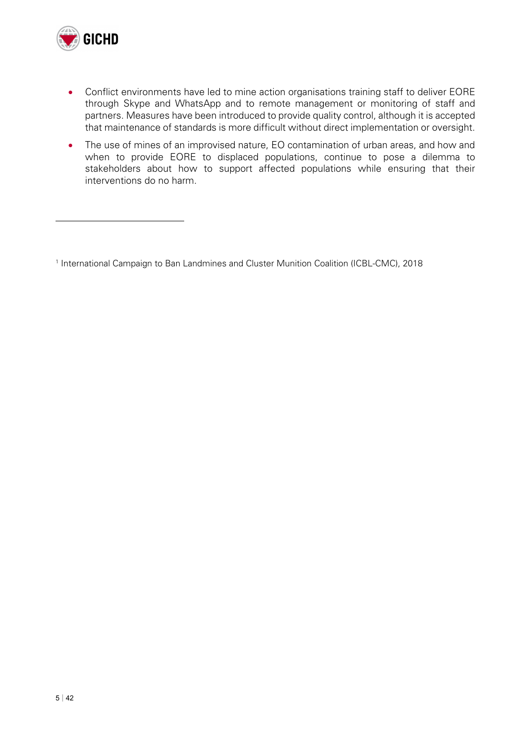- Conflict environments have led to mine action organisations training staff to deliver EORE through Skype and WhatsApp and to remote management or monitoring of staff and partners. Measures have been introduced to provide quality control, although it is accepted that maintenance of standards is more difficult without direct implementation or oversight.
- The use of mines of an improvised nature, EO contamination of urban areas, and how and when to provide EORE to displaced populations, continue to pose a dilemma to stakeholders about how to support affected populations while ensuring that their interventions do no harm.

---

[1] International Campaign to Ban Landmines and Cluster Munition Coalition (ICBL-CMC), 2018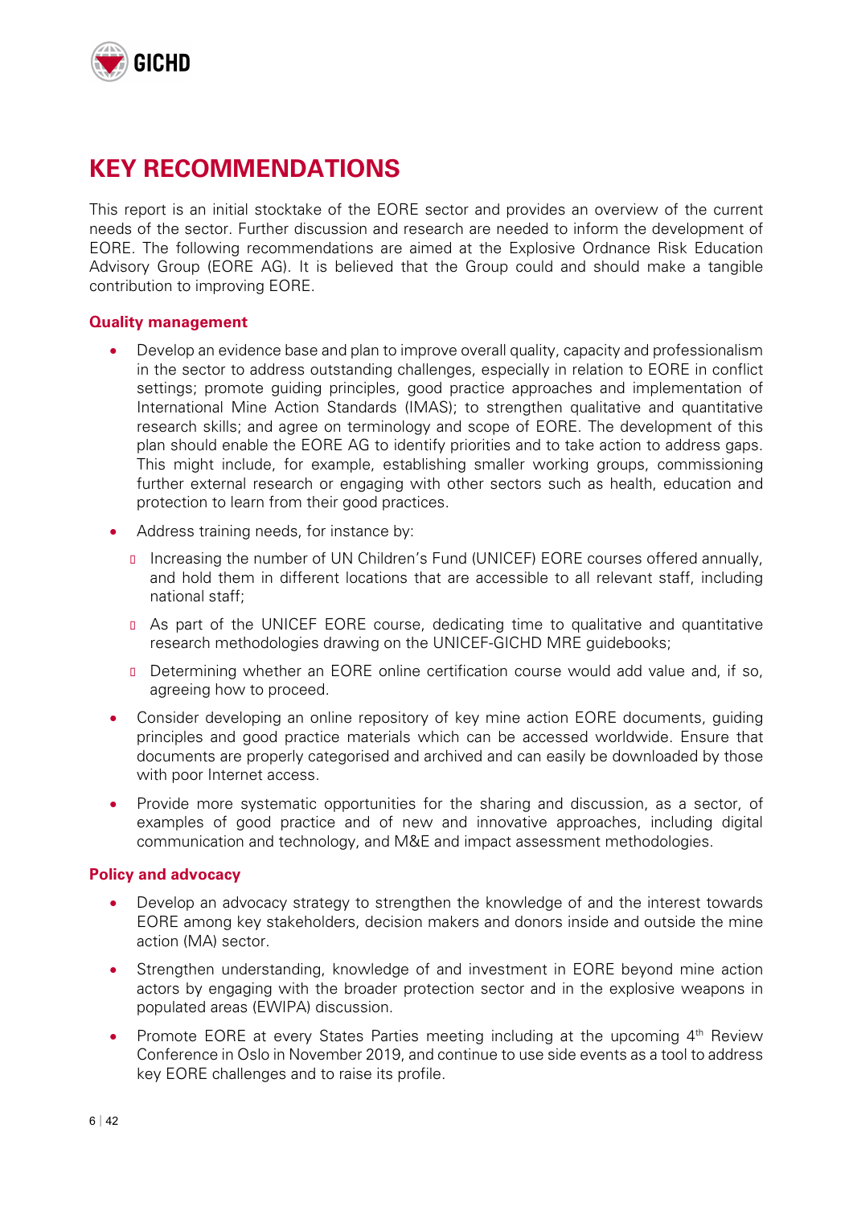# KEY RECOMMENDATIONS

This report is an initial stocktake of the EORE sector and provides an overview of the current needs of the sector. Further discussion and research are needed to inform the development of EORE. The following recommendations are aimed at the Explosive Ordnance Risk Education Advisory Group (EORE AG). It is believed that the Group could and should make a tangible contribution to improving EORE.

### Quality management

- Develop an evidence base and plan to improve overall quality, capacity and professionalism in the sector to address outstanding challenges, especially in relation to EORE in conflict settings; promote guiding principles, good practice approaches and implementation of International Mine Action Standards (IMAS); to strengthen qualitative and quantitative research skills; and agree on terminology and scope of EORE. The development of this plan should enable the EORE AG to identify priorities and to take action to address gaps. This might include, for example, establishing smaller working groups, commissioning further external research or engaging with other sectors such as health, education and protection to learn from their good practices.
- Address training needs, for instance by:
  - Increasing the number of UN Children's Fund (UNICEF) EORE courses offered annually, and hold them in different locations that are accessible to all relevant staff, including national staff;
  - As part of the UNICEF EORE course, dedicating time to qualitative and quantitative research methodologies drawing on the UNICEF-GICHD MRE guidebooks;
  - Determining whether an EORE online certification course would add value and, if so, agreeing how to proceed.
- Consider developing an online repository of key mine action EORE documents, guiding principles and good practice materials which can be accessed worldwide. Ensure that documents are properly categorised and archived and can easily be downloaded by those with poor Internet access.
- Provide more systematic opportunities for the sharing and discussion, as a sector, of examples of good practice and of new and innovative approaches, including digital communication and technology, and M&E and impact assessment methodologies.

### Policy and advocacy

- Develop an advocacy strategy to strengthen the knowledge of and the interest towards EORE among key stakeholders, decision makers and donors inside and outside the mine action (MA) sector.
- Strengthen understanding, knowledge of and investment in EORE beyond mine action actors by engaging with the broader protection sector and in the explosive weapons in populated areas (EWIPA) discussion.
- Promote EORE at every States Parties meeting including at the upcoming 4th Review Conference in Oslo in November 2019, and continue to use side events as a tool to address key EORE challenges and to raise its profile.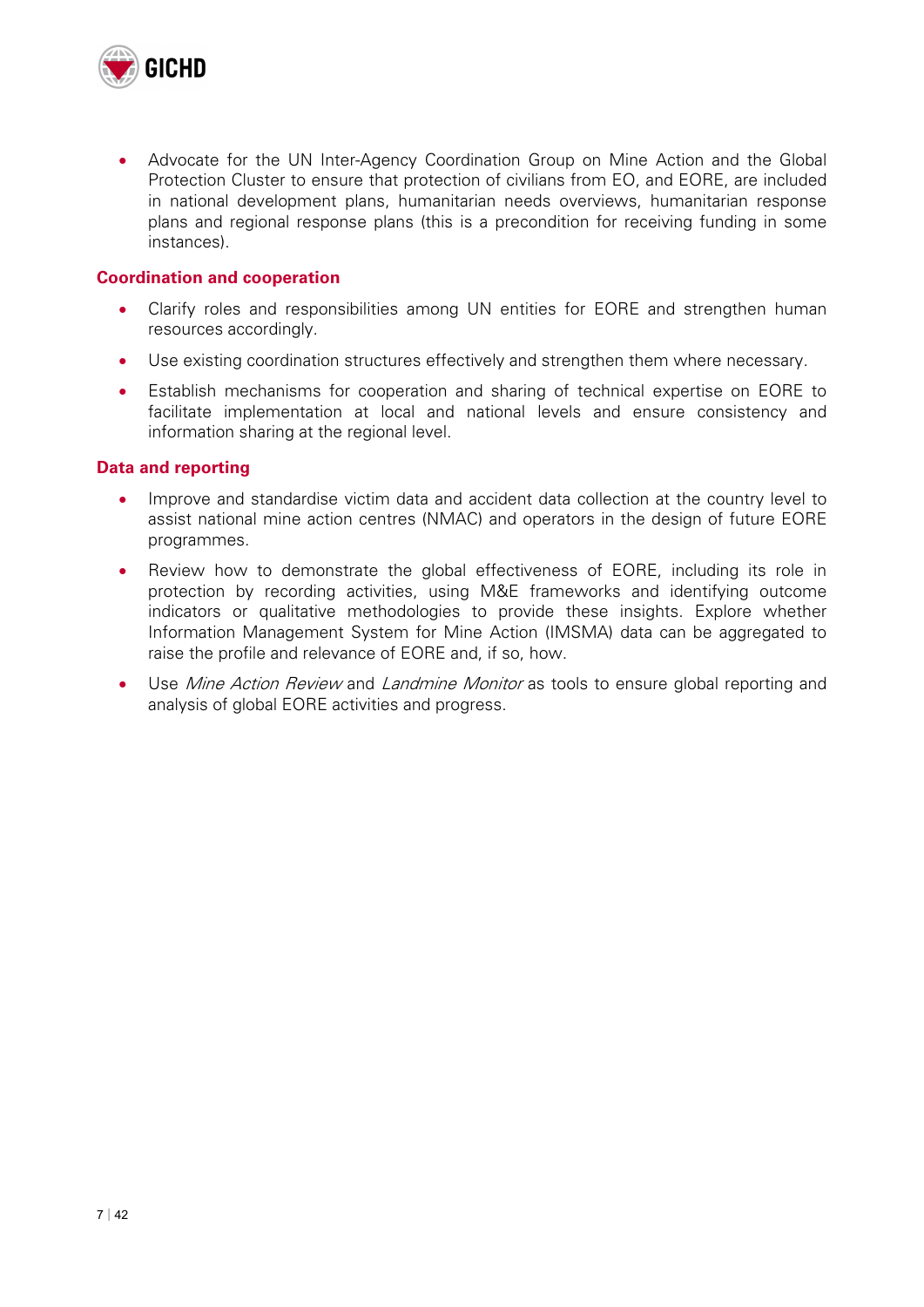- Advocate for the UN Inter-Agency Coordination Group on Mine Action and the Global Protection Cluster to ensure that protection of civilians from EO, and EORE, are included in national development plans, humanitarian needs overviews, humanitarian response plans and regional response plans (this is a precondition for receiving funding in some instances).

### Coordination and cooperation

- Clarify roles and responsibilities among UN entities for EORE and strengthen human resources accordingly.
- Use existing coordination structures effectively and strengthen them where necessary.
- Establish mechanisms for cooperation and sharing of technical expertise on EORE to facilitate implementation at local and national levels and ensure consistency and information sharing at the regional level.

### Data and reporting

- Improve and standardise victim data and accident data collection at the country level to assist national mine action centres (NMAC) and operators in the design of future EORE programmes.
- Review how to demonstrate the global effectiveness of EORE, including its role in protection by recording activities, using M&E frameworks and identifying outcome indicators or qualitative methodologies to provide these insights. Explore whether Information Management System for Mine Action (IMSMA) data can be aggregated to raise the profile and relevance of EORE and, if so, how.
- Use *Mine Action Review* and *Landmine Monitor* as tools to ensure global reporting and analysis of global EORE activities and progress.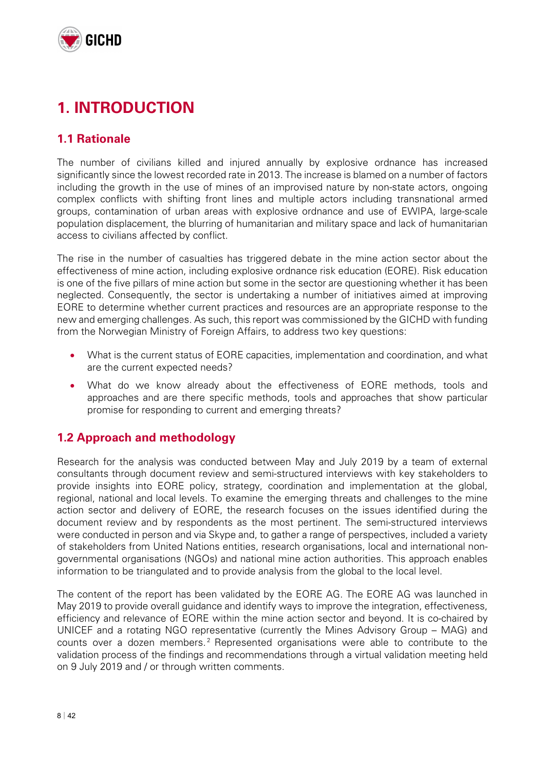# 1. INTRODUCTION

## 1.1 Rationale

The number of civilians killed and injured annually by explosive ordnance has increased significantly since the lowest recorded rate in 2013. The increase is blamed on a number of factors including the growth in the use of mines of an improvised nature by non-state actors, ongoing complex conflicts with shifting front lines and multiple actors including transnational armed groups, contamination of urban areas with explosive ordnance and use of EWIPA, large-scale population displacement, the blurring of humanitarian and military space and lack of humanitarian access to civilians affected by conflict.

The rise in the number of casualties has triggered debate in the mine action sector about the effectiveness of mine action, including explosive ordnance risk education (EORE). Risk education is one of the five pillars of mine action but some in the sector are questioning whether it has been neglected. Consequently, the sector is undertaking a number of initiatives aimed at improving EORE to determine whether current practices and resources are an appropriate response to the new and emerging challenges. As such, this report was commissioned by the GICHD with funding from the Norwegian Ministry of Foreign Affairs, to address two key questions:

- What is the current status of EORE capacities, implementation and coordination, and what are the current expected needs?
- What do we know already about the effectiveness of EORE methods, tools and approaches and are there specific methods, tools and approaches that show particular promise for responding to current and emerging threats?

## 1.2 Approach and methodology

Research for the analysis was conducted between May and July 2019 by a team of external consultants through document review and semi-structured interviews with key stakeholders to provide insights into EORE policy, strategy, coordination and implementation at the global, regional, national and local levels. To examine the emerging threats and challenges to the mine action sector and delivery of EORE, the research focuses on the issues identified during the document review and by respondents as the most pertinent. The semi-structured interviews were conducted in person and via Skype and, to gather a range of perspectives, included a variety of stakeholders from United Nations entities, research organisations, local and international non-governmental organisations (NGOs) and national mine action authorities. This approach enables information to be triangulated and to provide analysis from the global to the local level.

The content of the report has been validated by the EORE AG. The EORE AG was launched in May 2019 to provide overall guidance and identify ways to improve the integration, effectiveness, efficiency and relevance of EORE within the mine action sector and beyond. It is co-chaired by UNICEF and a rotating NGO representative (currently the Mines Advisory Group – MAG) and counts over a dozen members.[2] Represented organisations were able to contribute to the validation process of the findings and recommendations through a virtual validation meeting held on 9 July 2019 and / or through written comments.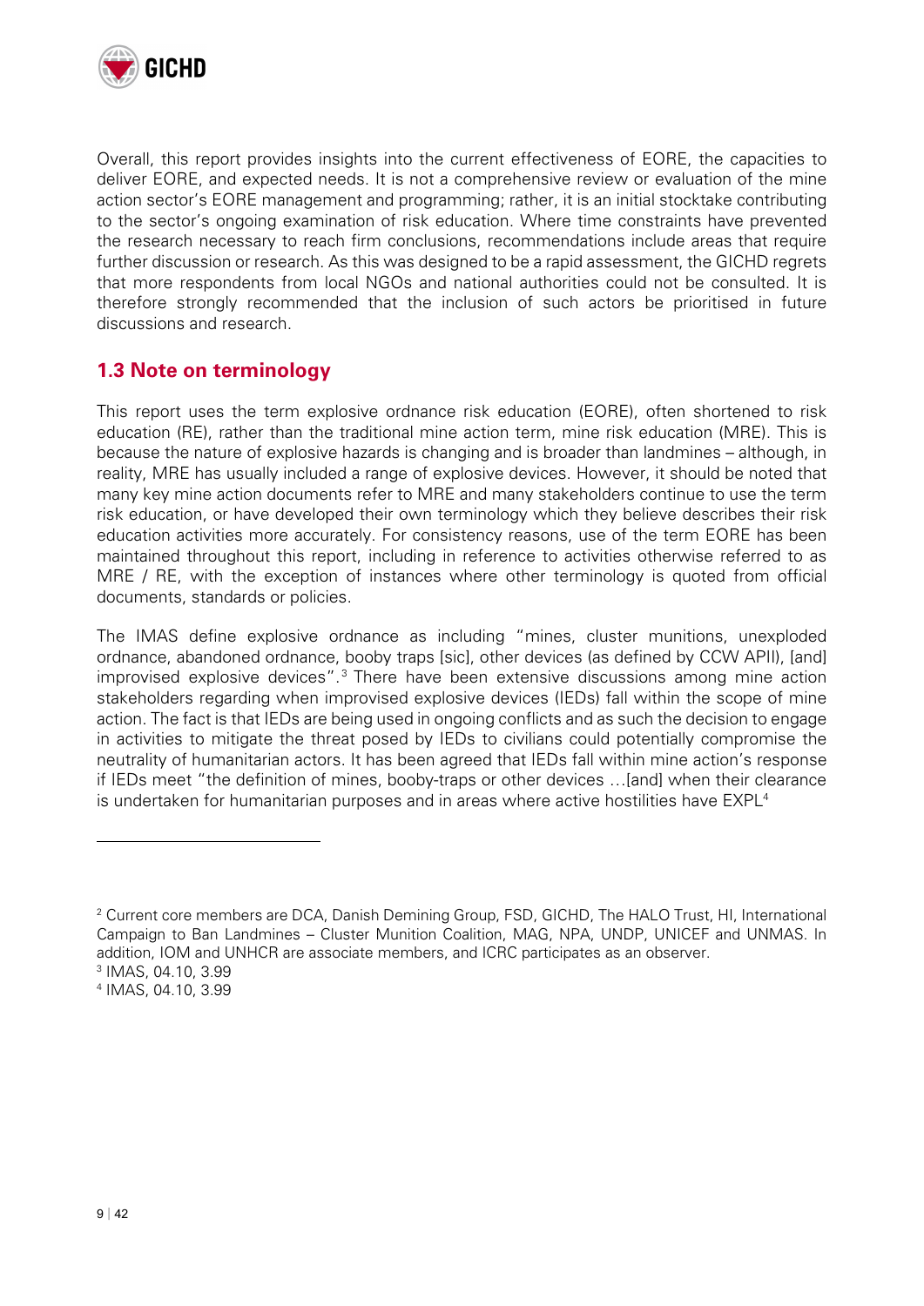Overall, this report provides insights into the current effectiveness of EORE, the capacities to deliver EORE, and expected needs. It is not a comprehensive review or evaluation of the mine action sector's EORE management and programming; rather, it is an initial stocktake contributing to the sector's ongoing examination of risk education. Where time constraints have prevented the research necessary to reach firm conclusions, recommendations include areas that require further discussion or research. As this was designed to be a rapid assessment, the GICHD regrets that more respondents from local NGOs and national authorities could not be consulted. It is therefore strongly recommended that the inclusion of such actors be prioritised in future discussions and research.

## 1.3 Note on terminology

This report uses the term explosive ordnance risk education (EORE), often shortened to risk education (RE), rather than the traditional mine action term, mine risk education (MRE). This is because the nature of explosive hazards is changing and is broader than landmines – although, in reality, MRE has usually included a range of explosive devices. However, it should be noted that many key mine action documents refer to MRE and many stakeholders continue to use the term risk education, or have developed their own terminology which they believe describes their risk education activities more accurately. For consistency reasons, use of the term EORE has been maintained throughout this report, including in reference to activities otherwise referred to as MRE / RE, with the exception of instances where other terminology is quoted from official documents, standards or policies.

The IMAS define explosive ordnance as including "mines, cluster munitions, unexploded ordnance, abandoned ordnance, booby traps [sic], other devices (as defined by CCW APII), [and] improvised explosive devices".[3] There have been extensive discussions among mine action stakeholders regarding when improvised explosive devices (IEDs) fall within the scope of mine action. The fact is that IEDs are being used in ongoing conflicts and as such the decision to engage in activities to mitigate the threat posed by IEDs to civilians could potentially compromise the neutrality of humanitarian actors. It has been agreed that IEDs fall within mine action's response if IEDs meet "the definition of mines, booby-traps or other devices …[and] when their clearance is undertaken for humanitarian purposes and in areas where active hostilities have EXPL[4]

---

[2] Current core members are DCA, Danish Demining Group, FSD, GICHD, The HALO Trust, HI, International Campaign to Ban Landmines – Cluster Munition Coalition, MAG, NPA, UNDP, UNICEF and UNMAS. In addition, IOM and UNHCR are associate members, and ICRC participates as an observer.

[3] IMAS, 04.10, 3.99

[4] IMAS, 04.10, 3.99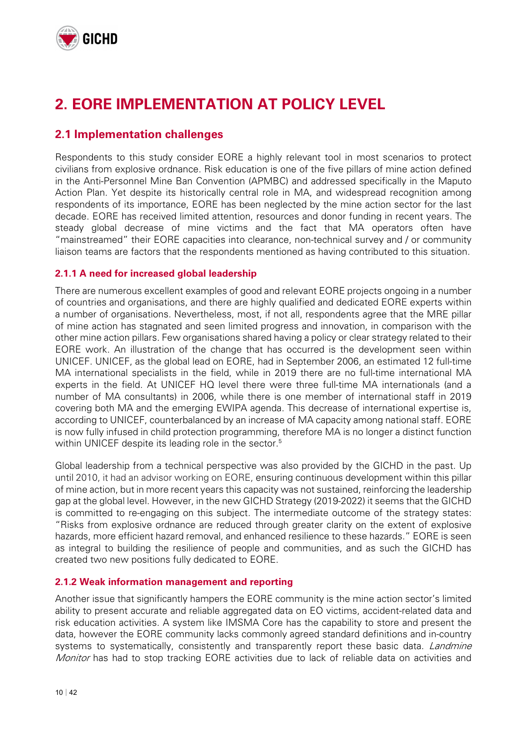# 2. EORE IMPLEMENTATION AT POLICY LEVEL

## 2.1 Implementation challenges

Respondents to this study consider EORE a highly relevant tool in most scenarios to protect civilians from explosive ordnance. Risk education is one of the five pillars of mine action defined in the Anti-Personnel Mine Ban Convention (APMBC) and addressed specifically in the Maputo Action Plan. Yet despite its historically central role in MA, and widespread recognition among respondents of its importance, EORE has been neglected by the mine action sector for the last decade. EORE has received limited attention, resources and donor funding in recent years. The steady global decrease of mine victims and the fact that MA operators often have "mainstreamed" their EORE capacities into clearance, non-technical survey and / or community liaison teams are factors that the respondents mentioned as having contributed to this situation.

### 2.1.1 A need for increased global leadership

There are numerous excellent examples of good and relevant EORE projects ongoing in a number of countries and organisations, and there are highly qualified and dedicated EORE experts within a number of organisations. Nevertheless, most, if not all, respondents agree that the MRE pillar of mine action has stagnated and seen limited progress and innovation, in comparison with the other mine action pillars. Few organisations shared having a policy or clear strategy related to their EORE work. An illustration of the change that has occurred is the development seen within UNICEF. UNICEF, as the global lead on EORE, had in September 2006, an estimated 12 full-time MA international specialists in the field, while in 2019 there are no full-time international MA experts in the field. At UNICEF HQ level there were three full-time MA internationals (and a number of MA consultants) in 2006, while there is one member of international staff in 2019 covering both MA and the emerging EWIPA agenda. This decrease of international expertise is, according to UNICEF, counterbalanced by an increase of MA capacity among national staff. EORE is now fully infused in child protection programming, therefore MA is no longer a distinct function within UNICEF despite its leading role in the sector.[5]

Global leadership from a technical perspective was also provided by the GICHD in the past. Up until 2010, it had an advisor working on EORE, ensuring continuous development within this pillar of mine action, but in more recent years this capacity was not sustained, reinforcing the leadership gap at the global level. However, in the new GICHD Strategy (2019-2022) it seems that the GICHD is committed to re-engaging on this subject. The intermediate outcome of the strategy states: "Risks from explosive ordnance are reduced through greater clarity on the extent of explosive hazards, more efficient hazard removal, and enhanced resilience to these hazards." EORE is seen as integral to building the resilience of people and communities, and as such the GICHD has created two new positions fully dedicated to EORE.

### 2.1.2 Weak information management and reporting

Another issue that significantly hampers the EORE community is the mine action sector's limited ability to present accurate and reliable aggregated data on EO victims, accident-related data and risk education activities. A system like IMSMA Core has the capability to store and present the data, however the EORE community lacks commonly agreed standard definitions and in-country systems to systematically, consistently and transparently report these basic data. *Landmine Monitor* has had to stop tracking EORE activities due to lack of reliable data on activities and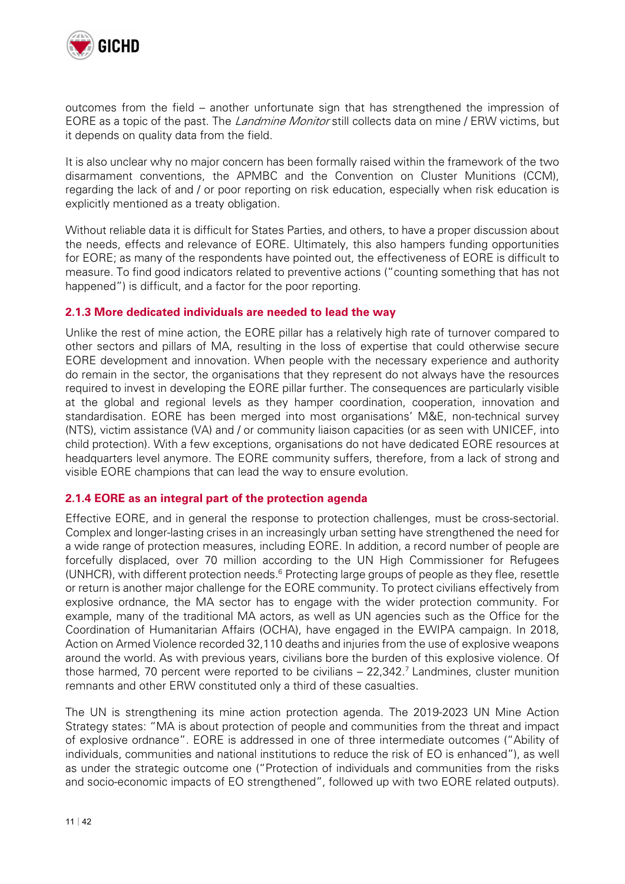outcomes from the field – another unfortunate sign that has strengthened the impression of EORE as a topic of the past. The *Landmine Monitor* still collects data on mine / ERW victims, but it depends on quality data from the field.

It is also unclear why no major concern has been formally raised within the framework of the two disarmament conventions, the APMBC and the Convention on Cluster Munitions (CCM), regarding the lack of and / or poor reporting on risk education, especially when risk education is explicitly mentioned as a treaty obligation.

Without reliable data it is difficult for States Parties, and others, to have a proper discussion about the needs, effects and relevance of EORE. Ultimately, this also hampers funding opportunities for EORE; as many of the respondents have pointed out, the effectiveness of EORE is difficult to measure. To find good indicators related to preventive actions ("counting something that has not happened") is difficult, and a factor for the poor reporting.

### 2.1.3 More dedicated individuals are needed to lead the way

Unlike the rest of mine action, the EORE pillar has a relatively high rate of turnover compared to other sectors and pillars of MA, resulting in the loss of expertise that could otherwise secure EORE development and innovation. When people with the necessary experience and authority do remain in the sector, the organisations that they represent do not always have the resources required to invest in developing the EORE pillar further. The consequences are particularly visible at the global and regional levels as they hamper coordination, cooperation, innovation and standardisation. EORE has been merged into most organisations' M&E, non-technical survey (NTS), victim assistance (VA) and / or community liaison capacities (or as seen with UNICEF, into child protection). With a few exceptions, organisations do not have dedicated EORE resources at headquarters level anymore. The EORE community suffers, therefore, from a lack of strong and visible EORE champions that can lead the way to ensure evolution.

### 2.1.4 EORE as an integral part of the protection agenda

Effective EORE, and in general the response to protection challenges, must be cross-sectorial. Complex and longer-lasting crises in an increasingly urban setting have strengthened the need for a wide range of protection measures, including EORE. In addition, a record number of people are forcefully displaced, over 70 million according to the UN High Commissioner for Refugees (UNHCR), with different protection needs.[6] Protecting large groups of people as they flee, resettle or return is another major challenge for the EORE community. To protect civilians effectively from explosive ordnance, the MA sector has to engage with the wider protection community. For example, many of the traditional MA actors, as well as UN agencies such as the Office for the Coordination of Humanitarian Affairs (OCHA), have engaged in the EWIPA campaign. In 2018, Action on Armed Violence recorded 32,110 deaths and injuries from the use of explosive weapons around the world. As with previous years, civilians bore the burden of this explosive violence. Of those harmed, 70 percent were reported to be civilians – 22,342.[7] Landmines, cluster munition remnants and other ERW constituted only a third of these casualties.

The UN is strengthening its mine action protection agenda. The 2019-2023 UN Mine Action Strategy states: "MA is about protection of people and communities from the threat and impact of explosive ordnance". EORE is addressed in one of three intermediate outcomes ("Ability of individuals, communities and national institutions to reduce the risk of EO is enhanced"), as well as under the strategic outcome one ("Protection of individuals and communities from the risks and socio-economic impacts of EO strengthened", followed up with two EORE related outputs).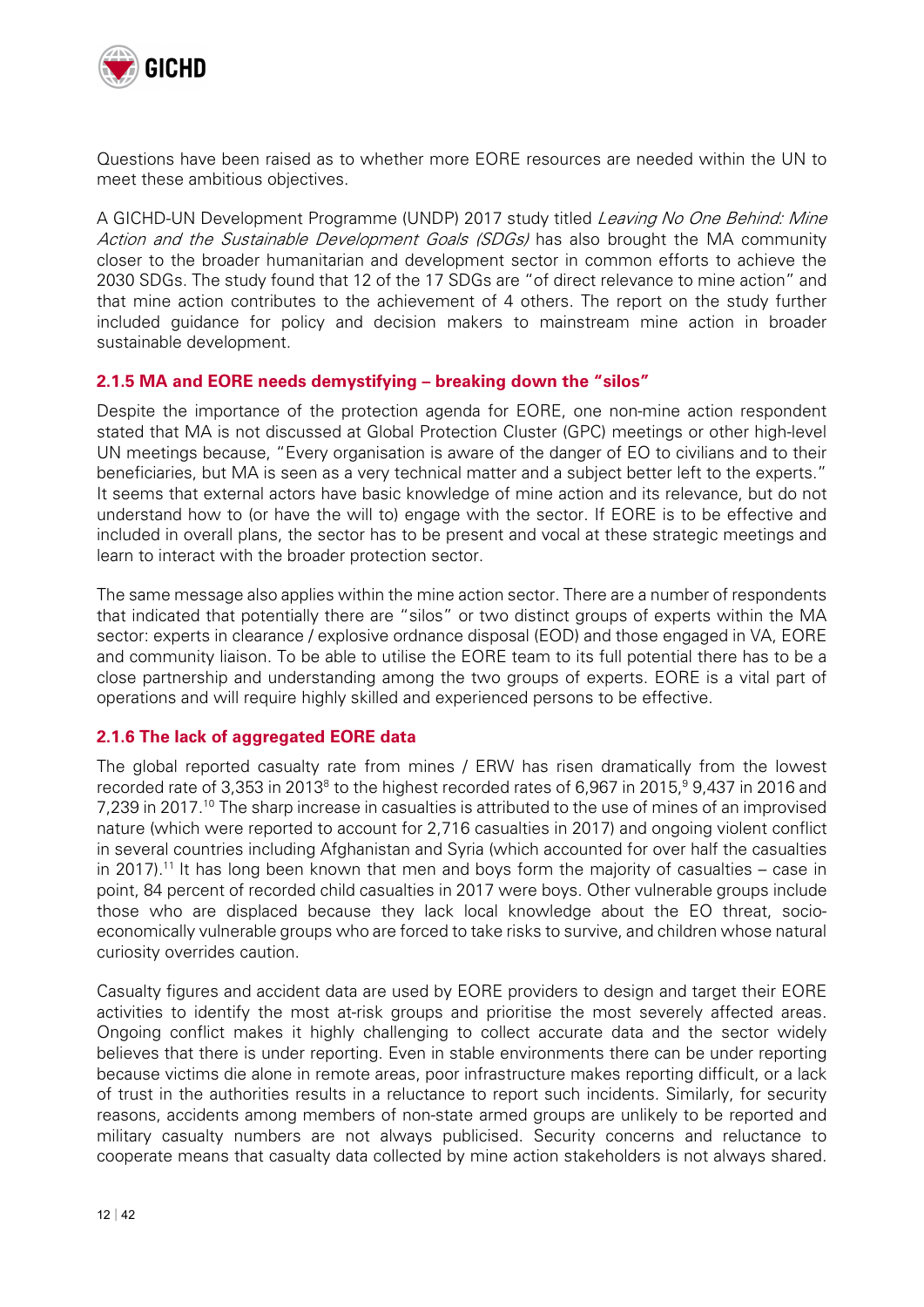Questions have been raised as to whether more EORE resources are needed within the UN to meet these ambitious objectives.

A GICHD-UN Development Programme (UNDP) 2017 study titled *Leaving No One Behind: Mine Action and the Sustainable Development Goals (SDGs)* has also brought the MA community closer to the broader humanitarian and development sector in common efforts to achieve the 2030 SDGs. The study found that 12 of the 17 SDGs are "of direct relevance to mine action" and that mine action contributes to the achievement of 4 others. The report on the study further included guidance for policy and decision makers to mainstream mine action in broader sustainable development.

### 2.1.5 MA and EORE needs demystifying – breaking down the "silos"

Despite the importance of the protection agenda for EORE, one non-mine action respondent stated that MA is not discussed at Global Protection Cluster (GPC) meetings or other high-level UN meetings because, "Every organisation is aware of the danger of EO to civilians and to their beneficiaries, but MA is seen as a very technical matter and a subject better left to the experts." It seems that external actors have basic knowledge of mine action and its relevance, but do not understand how to (or have the will to) engage with the sector. If EORE is to be effective and included in overall plans, the sector has to be present and vocal at these strategic meetings and learn to interact with the broader protection sector.

The same message also applies within the mine action sector. There are a number of respondents that indicated that potentially there are "silos" or two distinct groups of experts within the MA sector: experts in clearance / explosive ordnance disposal (EOD) and those engaged in VA, EORE and community liaison. To be able to utilise the EORE team to its full potential there has to be a close partnership and understanding among the two groups of experts. EORE is a vital part of operations and will require highly skilled and experienced persons to be effective.

### 2.1.6 The lack of aggregated EORE data

The global reported casualty rate from mines / ERW has risen dramatically from the lowest recorded rate of 3,353 in 2013[8] to the highest recorded rates of 6,967 in 2015,[9] 9,437 in 2016 and 7,239 in 2017.[10] The sharp increase in casualties is attributed to the use of mines of an improvised nature (which were reported to account for 2,716 casualties in 2017) and ongoing violent conflict in several countries including Afghanistan and Syria (which accounted for over half the casualties in 2017).[11] It has long been known that men and boys form the majority of casualties – case in point, 84 percent of recorded child casualties in 2017 were boys. Other vulnerable groups include those who are displaced because they lack local knowledge about the EO threat, socio-economically vulnerable groups who are forced to take risks to survive, and children whose natural curiosity overrides caution.

Casualty figures and accident data are used by EORE providers to design and target their EORE activities to identify the most at-risk groups and prioritise the most severely affected areas. Ongoing conflict makes it highly challenging to collect accurate data and the sector widely believes that there is under reporting. Even in stable environments there can be under reporting because victims die alone in remote areas, poor infrastructure makes reporting difficult, or a lack of trust in the authorities results in a reluctance to report such incidents. Similarly, for security reasons, accidents among members of non-state armed groups are unlikely to be reported and military casualty numbers are not always publicised. Security concerns and reluctance to cooperate means that casualty data collected by mine action stakeholders is not always shared.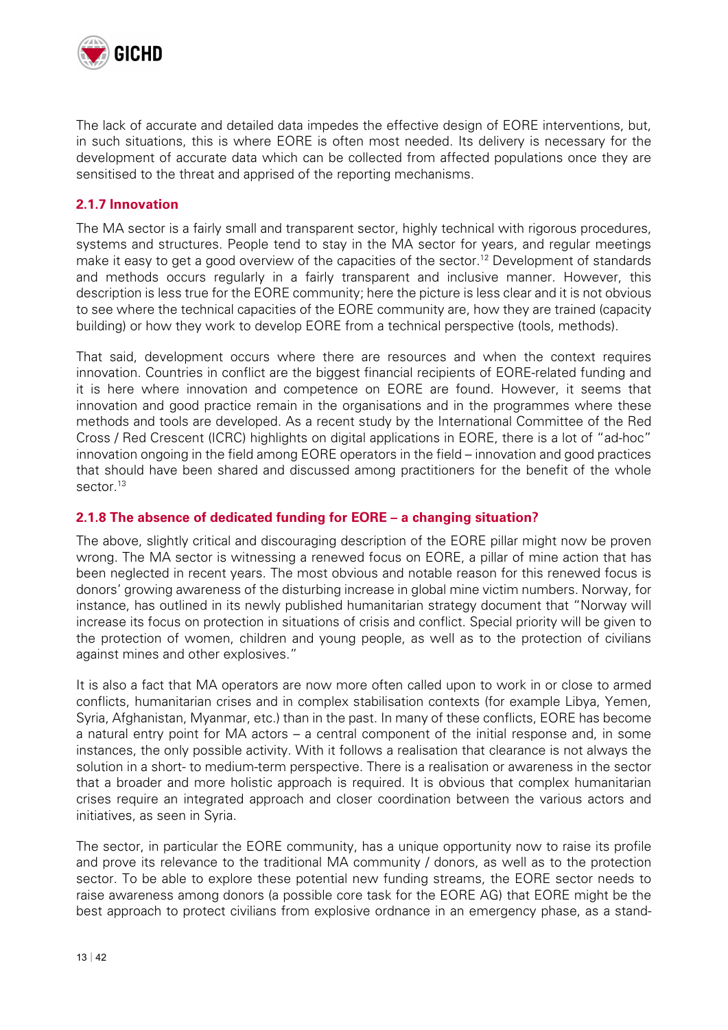The lack of accurate and detailed data impedes the effective design of EORE interventions, but, in such situations, this is where EORE is often most needed. Its delivery is necessary for the development of accurate data which can be collected from affected populations once they are sensitised to the threat and apprised of the reporting mechanisms.

### 2.1.7 Innovation

The MA sector is a fairly small and transparent sector, highly technical with rigorous procedures, systems and structures. People tend to stay in the MA sector for years, and regular meetings make it easy to get a good overview of the capacities of the sector.[12] Development of standards and methods occurs regularly in a fairly transparent and inclusive manner. However, this description is less true for the EORE community; here the picture is less clear and it is not obvious to see where the technical capacities of the EORE community are, how they are trained (capacity building) or how they work to develop EORE from a technical perspective (tools, methods).

That said, development occurs where there are resources and when the context requires innovation. Countries in conflict are the biggest financial recipients of EORE-related funding and it is here where innovation and competence on EORE are found. However, it seems that innovation and good practice remain in the organisations and in the programmes where these methods and tools are developed. As a recent study by the International Committee of the Red Cross / Red Crescent (ICRC) highlights on digital applications in EORE, there is a lot of "ad-hoc" innovation ongoing in the field among EORE operators in the field – innovation and good practices that should have been shared and discussed among practitioners for the benefit of the whole sector.[13]

### 2.1.8 The absence of dedicated funding for EORE – a changing situation?

The above, slightly critical and discouraging description of the EORE pillar might now be proven wrong. The MA sector is witnessing a renewed focus on EORE, a pillar of mine action that has been neglected in recent years. The most obvious and notable reason for this renewed focus is donors' growing awareness of the disturbing increase in global mine victim numbers. Norway, for instance, has outlined in its newly published humanitarian strategy document that "Norway will increase its focus on protection in situations of crisis and conflict. Special priority will be given to the protection of women, children and young people, as well as to the protection of civilians against mines and other explosives."

It is also a fact that MA operators are now more often called upon to work in or close to armed conflicts, humanitarian crises and in complex stabilisation contexts (for example Libya, Yemen, Syria, Afghanistan, Myanmar, etc.) than in the past. In many of these conflicts, EORE has become a natural entry point for MA actors – a central component of the initial response and, in some instances, the only possible activity. With it follows a realisation that clearance is not always the solution in a short- to medium-term perspective. There is a realisation or awareness in the sector that a broader and more holistic approach is required. It is obvious that complex humanitarian crises require an integrated approach and closer coordination between the various actors and initiatives, as seen in Syria.

The sector, in particular the EORE community, has a unique opportunity now to raise its profile and prove its relevance to the traditional MA community / donors, as well as to the protection sector. To be able to explore these potential new funding streams, the EORE sector needs to raise awareness among donors (a possible core task for the EORE AG) that EORE might be the best approach to protect civilians from explosive ordnance in an emergency phase, as a stand-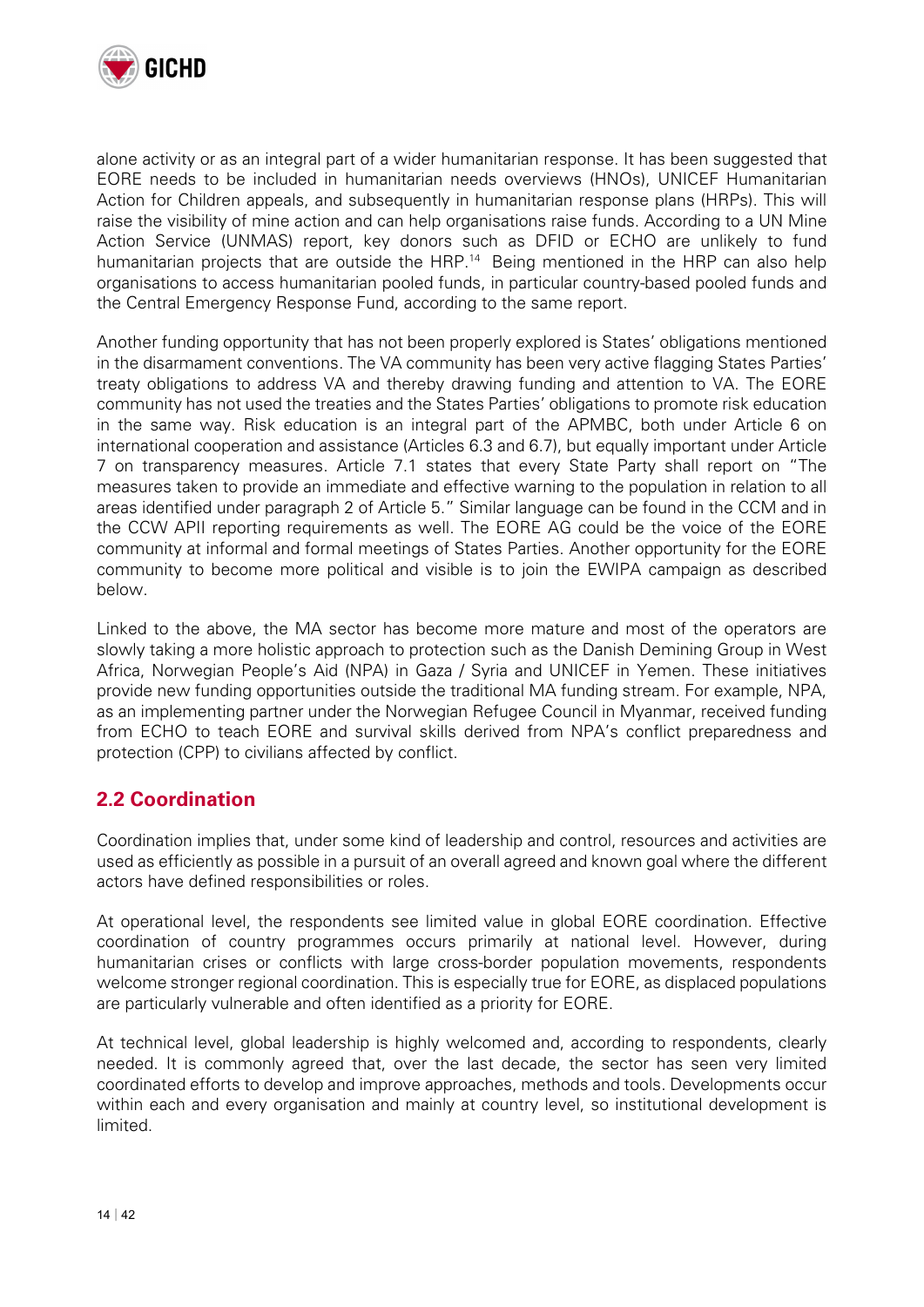alone activity or as an integral part of a wider humanitarian response. It has been suggested that EORE needs to be included in humanitarian needs overviews (HNOs), UNICEF Humanitarian Action for Children appeals, and subsequently in humanitarian response plans (HRPs). This will raise the visibility of mine action and can help organisations raise funds. According to a UN Mine Action Service (UNMAS) report, key donors such as DFID or ECHO are unlikely to fund humanitarian projects that are outside the HRP.[14] Being mentioned in the HRP can also help organisations to access humanitarian pooled funds, in particular country-based pooled funds and the Central Emergency Response Fund, according to the same report.

Another funding opportunity that has not been properly explored is States' obligations mentioned in the disarmament conventions. The VA community has been very active flagging States Parties' treaty obligations to address VA and thereby drawing funding and attention to VA. The EORE community has not used the treaties and the States Parties' obligations to promote risk education in the same way. Risk education is an integral part of the APMBC, both under Article 6 on international cooperation and assistance (Articles 6.3 and 6.7), but equally important under Article 7 on transparency measures. Article 7.1 states that every State Party shall report on "The measures taken to provide an immediate and effective warning to the population in relation to all areas identified under paragraph 2 of Article 5." Similar language can be found in the CCM and in the CCW APII reporting requirements as well. The EORE AG could be the voice of the EORE community at informal and formal meetings of States Parties. Another opportunity for the EORE community to become more political and visible is to join the EWIPA campaign as described below.

Linked to the above, the MA sector has become more mature and most of the operators are slowly taking a more holistic approach to protection such as the Danish Demining Group in West Africa, Norwegian People's Aid (NPA) in Gaza / Syria and UNICEF in Yemen. These initiatives provide new funding opportunities outside the traditional MA funding stream. For example, NPA, as an implementing partner under the Norwegian Refugee Council in Myanmar, received funding from ECHO to teach EORE and survival skills derived from NPA's conflict preparedness and protection (CPP) to civilians affected by conflict.

## 2.2 Coordination

Coordination implies that, under some kind of leadership and control, resources and activities are used as efficiently as possible in a pursuit of an overall agreed and known goal where the different actors have defined responsibilities or roles.

At operational level, the respondents see limited value in global EORE coordination. Effective coordination of country programmes occurs primarily at national level. However, during humanitarian crises or conflicts with large cross-border population movements, respondents welcome stronger regional coordination. This is especially true for EORE, as displaced populations are particularly vulnerable and often identified as a priority for EORE.

At technical level, global leadership is highly welcomed and, according to respondents, clearly needed. It is commonly agreed that, over the last decade, the sector has seen very limited coordinated efforts to develop and improve approaches, methods and tools. Developments occur within each and every organisation and mainly at country level, so institutional development is limited.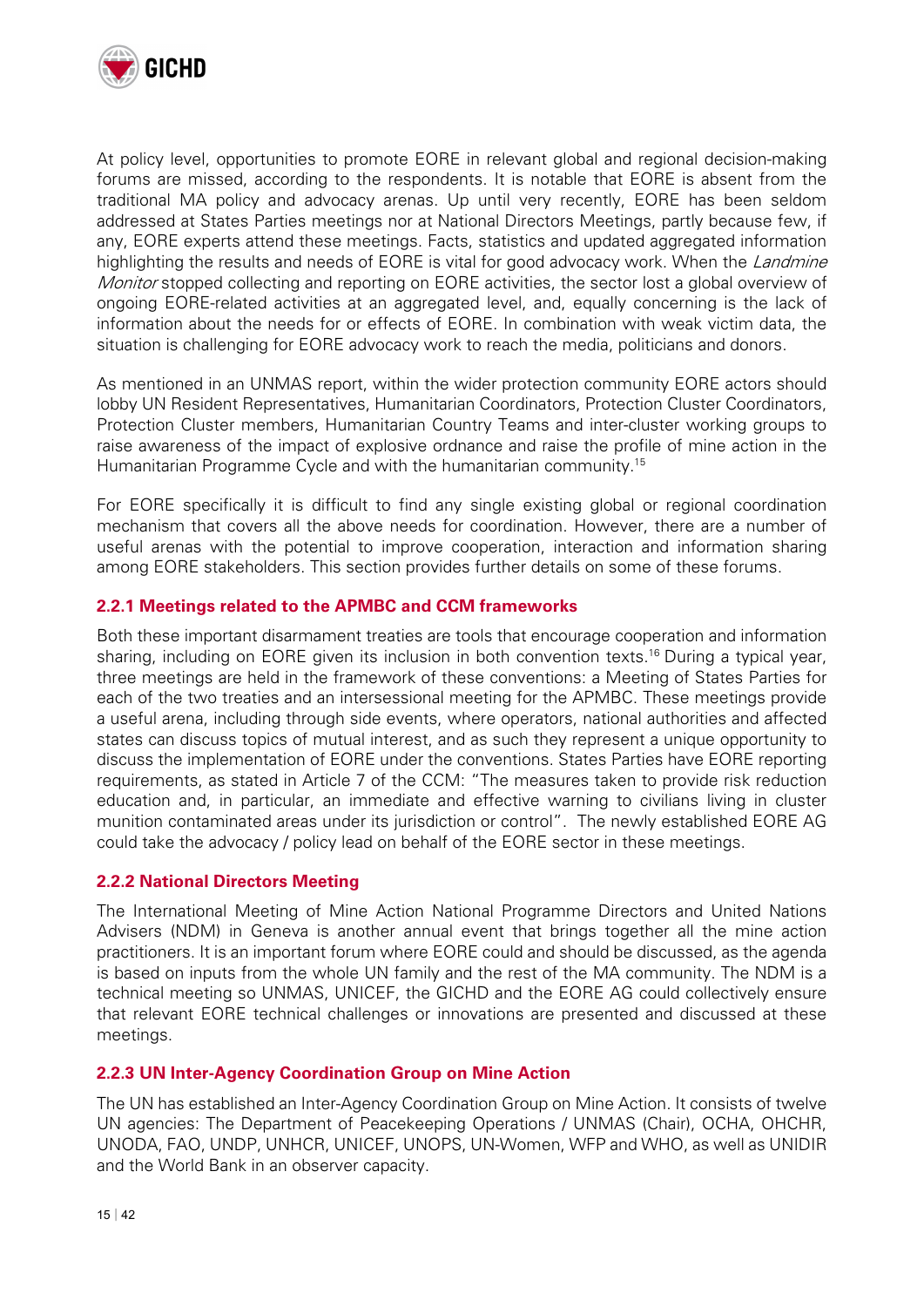At policy level, opportunities to promote EORE in relevant global and regional decision-making forums are missed, according to the respondents. It is notable that EORE is absent from the traditional MA policy and advocacy arenas. Up until very recently, EORE has been seldom addressed at States Parties meetings nor at National Directors Meetings, partly because few, if any, EORE experts attend these meetings. Facts, statistics and updated aggregated information highlighting the results and needs of EORE is vital for good advocacy work. When the *Landmine Monitor* stopped collecting and reporting on EORE activities, the sector lost a global overview of ongoing EORE-related activities at an aggregated level, and, equally concerning is the lack of information about the needs for or effects of EORE. In combination with weak victim data, the situation is challenging for EORE advocacy work to reach the media, politicians and donors.

As mentioned in an UNMAS report, within the wider protection community EORE actors should lobby UN Resident Representatives, Humanitarian Coordinators, Protection Cluster Coordinators, Protection Cluster members, Humanitarian Country Teams and inter-cluster working groups to raise awareness of the impact of explosive ordnance and raise the profile of mine action in the Humanitarian Programme Cycle and with the humanitarian community.[15]

For EORE specifically it is difficult to find any single existing global or regional coordination mechanism that covers all the above needs for coordination. However, there are a number of useful arenas with the potential to improve cooperation, interaction and information sharing among EORE stakeholders. This section provides further details on some of these forums.

### 2.2.1 Meetings related to the APMBC and CCM frameworks

Both these important disarmament treaties are tools that encourage cooperation and information sharing, including on EORE given its inclusion in both convention texts.[16] During a typical year, three meetings are held in the framework of these conventions: a Meeting of States Parties for each of the two treaties and an intersessional meeting for the APMBC. These meetings provide a useful arena, including through side events, where operators, national authorities and affected states can discuss topics of mutual interest, and as such they represent a unique opportunity to discuss the implementation of EORE under the conventions. States Parties have EORE reporting requirements, as stated in Article 7 of the CCM: "The measures taken to provide risk reduction education and, in particular, an immediate and effective warning to civilians living in cluster munition contaminated areas under its jurisdiction or control". The newly established EORE AG could take the advocacy / policy lead on behalf of the EORE sector in these meetings.

### 2.2.2 National Directors Meeting

The International Meeting of Mine Action National Programme Directors and United Nations Advisers (NDM) in Geneva is another annual event that brings together all the mine action practitioners. It is an important forum where EORE could and should be discussed, as the agenda is based on inputs from the whole UN family and the rest of the MA community. The NDM is a technical meeting so UNMAS, UNICEF, the GICHD and the EORE AG could collectively ensure that relevant EORE technical challenges or innovations are presented and discussed at these meetings.

### 2.2.3 UN Inter-Agency Coordination Group on Mine Action

The UN has established an Inter-Agency Coordination Group on Mine Action. It consists of twelve UN agencies: The Department of Peacekeeping Operations / UNMAS (Chair), OCHA, OHCHR, UNODA, FAO, UNDP, UNHCR, UNICEF, UNOPS, UN-Women, WFP and WHO, as well as UNIDIR and the World Bank in an observer capacity.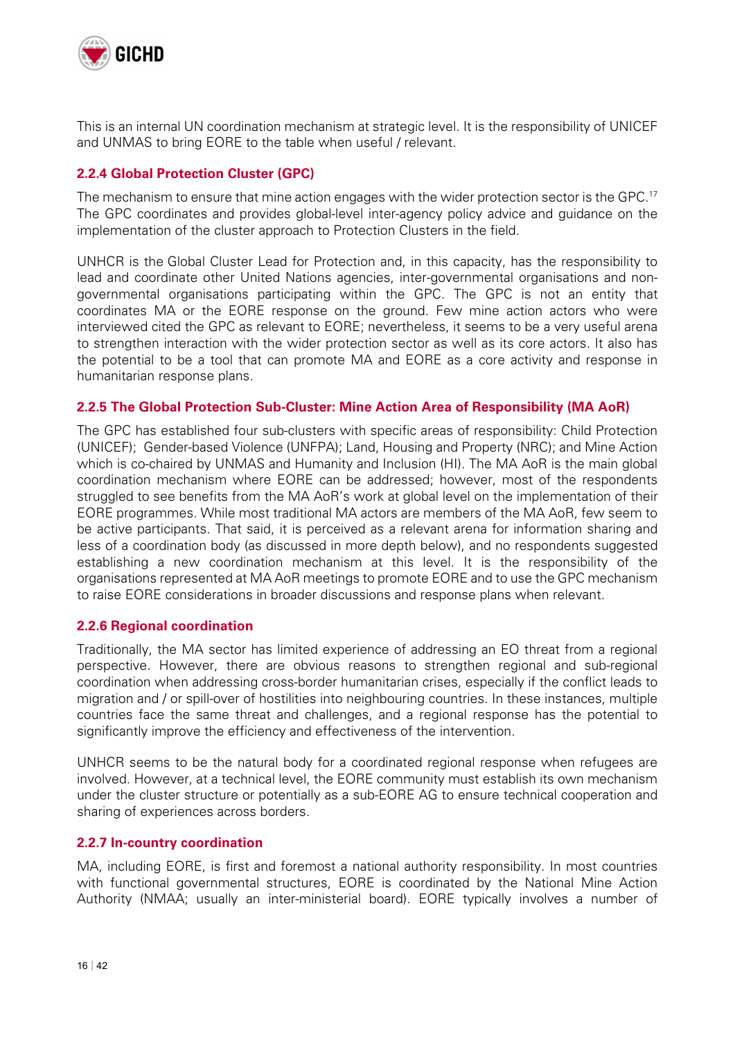This is an internal UN coordination mechanism at strategic level. It is the responsibility of UNICEF and UNMAS to bring EORE to the table when useful / relevant.

### 2.2.4 Global Protection Cluster (GPC)

The mechanism to ensure that mine action engages with the wider protection sector is the GPC.[17] The GPC coordinates and provides global-level inter-agency policy advice and guidance on the implementation of the cluster approach to Protection Clusters in the field.

UNHCR is the Global Cluster Lead for Protection and, in this capacity, has the responsibility to lead and coordinate other United Nations agencies, inter-governmental organisations and non-governmental organisations participating within the GPC. The GPC is not an entity that coordinates MA or the EORE response on the ground. Few mine action actors who were interviewed cited the GPC as relevant to EORE; nevertheless, it seems to be a very useful arena to strengthen interaction with the wider protection sector as well as its core actors. It also has the potential to be a tool that can promote MA and EORE as a core activity and response in humanitarian response plans.

### 2.2.5 The Global Protection Sub-Cluster: Mine Action Area of Responsibility (MA AoR)

The GPC has established four sub-clusters with specific areas of responsibility: Child Protection (UNICEF); Gender-based Violence (UNFPA); Land, Housing and Property (NRC); and Mine Action which is co-chaired by UNMAS and Humanity and Inclusion (HI). The MA AoR is the main global coordination mechanism where EORE can be addressed; however, most of the respondents struggled to see benefits from the MA AoR's work at global level on the implementation of their EORE programmes. While most traditional MA actors are members of the MA AoR, few seem to be active participants. That said, it is perceived as a relevant arena for information sharing and less of a coordination body (as discussed in more depth below), and no respondents suggested establishing a new coordination mechanism at this level. It is the responsibility of the organisations represented at MA AoR meetings to promote EORE and to use the GPC mechanism to raise EORE considerations in broader discussions and response plans when relevant.

### 2.2.6 Regional coordination

Traditionally, the MA sector has limited experience of addressing an EO threat from a regional perspective. However, there are obvious reasons to strengthen regional and sub-regional coordination when addressing cross-border humanitarian crises, especially if the conflict leads to migration and / or spill-over of hostilities into neighbouring countries. In these instances, multiple countries face the same threat and challenges, and a regional response has the potential to significantly improve the efficiency and effectiveness of the intervention.

UNHCR seems to be the natural body for a coordinated regional response when refugees are involved. However, at a technical level, the EORE community must establish its own mechanism under the cluster structure or potentially as a sub-EORE AG to ensure technical cooperation and sharing of experiences across borders.

### 2.2.7 In-country coordination

MA, including EORE, is first and foremost a national authority responsibility. In most countries with functional governmental structures, EORE is coordinated by the National Mine Action Authority (NMAA; usually an inter-ministerial board). EORE typically involves a number of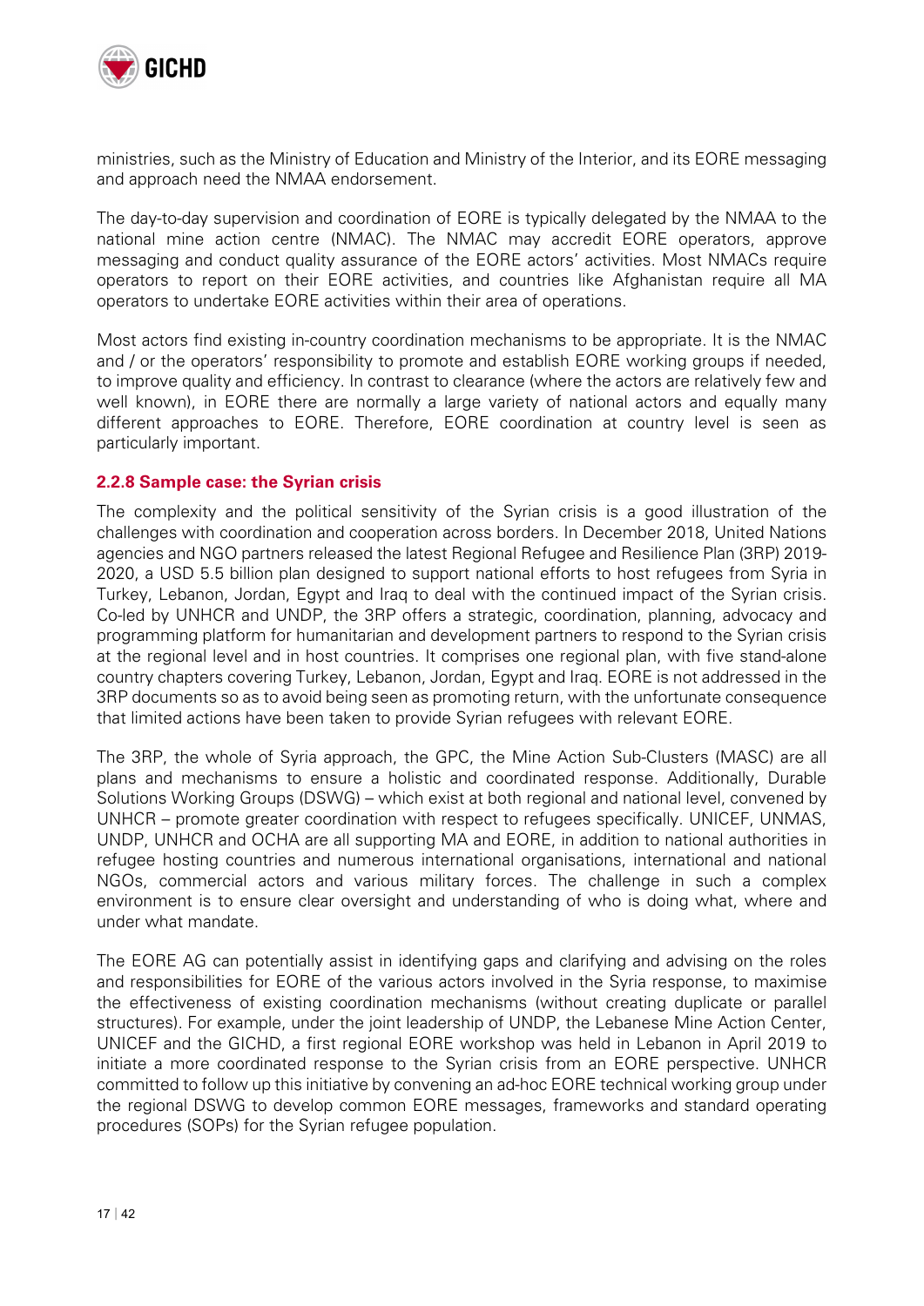ministries, such as the Ministry of Education and Ministry of the Interior, and its EORE messaging and approach need the NMAA endorsement.

The day-to-day supervision and coordination of EORE is typically delegated by the NMAA to the national mine action centre (NMAC). The NMAC may accredit EORE operators, approve messaging and conduct quality assurance of the EORE actors' activities. Most NMACs require operators to report on their EORE activities, and countries like Afghanistan require all MA operators to undertake EORE activities within their area of operations.

Most actors find existing in-country coordination mechanisms to be appropriate. It is the NMAC and / or the operators' responsibility to promote and establish EORE working groups if needed, to improve quality and efficiency. In contrast to clearance (where the actors are relatively few and well known), in EORE there are normally a large variety of national actors and equally many different approaches to EORE. Therefore, EORE coordination at country level is seen as particularly important.

### 2.2.8 Sample case: the Syrian crisis

The complexity and the political sensitivity of the Syrian crisis is a good illustration of the challenges with coordination and cooperation across borders. In December 2018, United Nations agencies and NGO partners released the latest Regional Refugee and Resilience Plan (3RP) 2019-2020, a USD 5.5 billion plan designed to support national efforts to host refugees from Syria in Turkey, Lebanon, Jordan, Egypt and Iraq to deal with the continued impact of the Syrian crisis. Co-led by UNHCR and UNDP, the 3RP offers a strategic, coordination, planning, advocacy and programming platform for humanitarian and development partners to respond to the Syrian crisis at the regional level and in host countries. It comprises one regional plan, with five stand-alone country chapters covering Turkey, Lebanon, Jordan, Egypt and Iraq. EORE is not addressed in the 3RP documents so as to avoid being seen as promoting return, with the unfortunate consequence that limited actions have been taken to provide Syrian refugees with relevant EORE.

The 3RP, the whole of Syria approach, the GPC, the Mine Action Sub-Clusters (MASC) are all plans and mechanisms to ensure a holistic and coordinated response. Additionally, Durable Solutions Working Groups (DSWG) – which exist at both regional and national level, convened by UNHCR – promote greater coordination with respect to refugees specifically. UNICEF, UNMAS, UNDP, UNHCR and OCHA are all supporting MA and EORE, in addition to national authorities in refugee hosting countries and numerous international organisations, international and national NGOs, commercial actors and various military forces. The challenge in such a complex environment is to ensure clear oversight and understanding of who is doing what, where and under what mandate.

The EORE AG can potentially assist in identifying gaps and clarifying and advising on the roles and responsibilities for EORE of the various actors involved in the Syria response, to maximise the effectiveness of existing coordination mechanisms (without creating duplicate or parallel structures). For example, under the joint leadership of UNDP, the Lebanese Mine Action Center, UNICEF and the GICHD, a first regional EORE workshop was held in Lebanon in April 2019 to initiate a more coordinated response to the Syrian crisis from an EORE perspective. UNHCR committed to follow up this initiative by convening an ad-hoc EORE technical working group under the regional DSWG to develop common EORE messages, frameworks and standard operating procedures (SOPs) for the Syrian refugee population.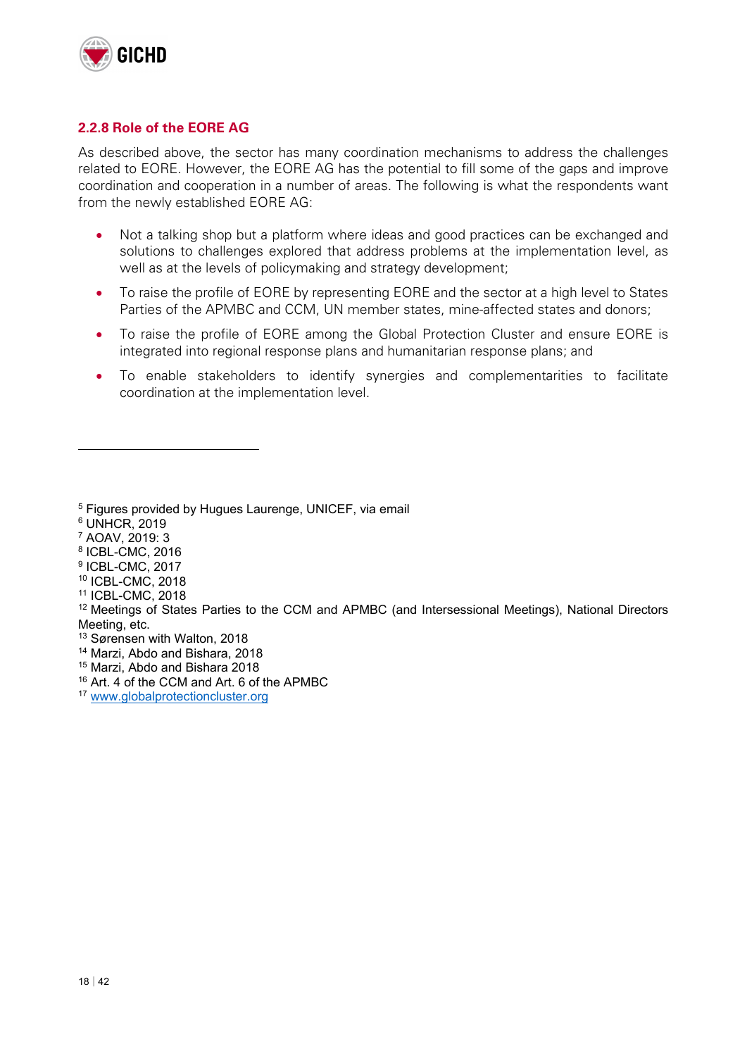### 2.2.8 Role of the EORE AG

As described above, the sector has many coordination mechanisms to address the challenges related to EORE. However, the EORE AG has the potential to fill some of the gaps and improve coordination and cooperation in a number of areas. The following is what the respondents want from the newly established EORE AG:

- Not a talking shop but a platform where ideas and good practices can be exchanged and solutions to challenges explored that address problems at the implementation level, as well as at the levels of policymaking and strategy development;
- To raise the profile of EORE by representing EORE and the sector at a high level to States Parties of the APMBC and CCM, UN member states, mine-affected states and donors;
- To raise the profile of EORE among the Global Protection Cluster and ensure EORE is integrated into regional response plans and humanitarian response plans; and
- To enable stakeholders to identify synergies and complementarities to facilitate coordination at the implementation level.

---

[5] Figures provided by Hugues Laurenge, UNICEF, via email
[6] UNHCR, 2019
[7] AOAV, 2019: 3
[8] ICBL-CMC, 2016
[9] ICBL-CMC, 2017
[10] ICBL-CMC, 2018
[11] ICBL-CMC, 2018
[12] Meetings of States Parties to the CCM and APMBC (and Intersessional Meetings), National Directors Meeting, etc.
[13] Sørensen with Walton, 2018
[14] Marzi, Abdo and Bishara, 2018
[15] Marzi, Abdo and Bishara 2018
[16] Art. 4 of the CCM and Art. 6 of the APMBC
[17] www.globalprotectioncluster.org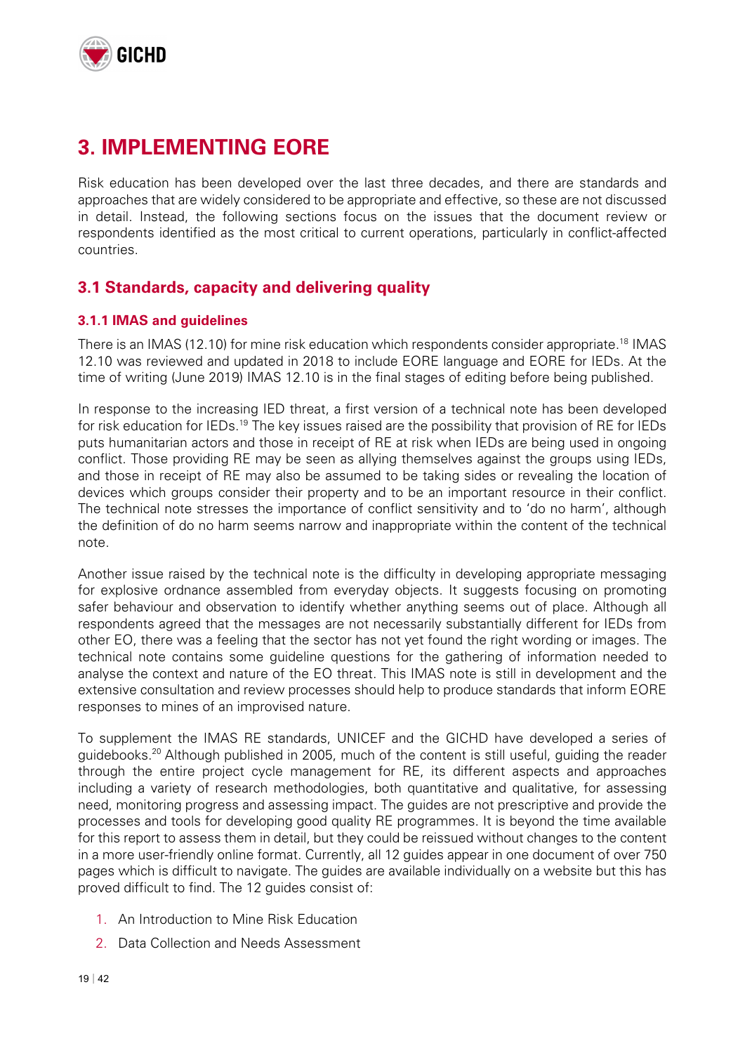# 3. IMPLEMENTING EORE

Risk education has been developed over the last three decades, and there are standards and approaches that are widely considered to be appropriate and effective, so these are not discussed in detail. Instead, the following sections focus on the issues that the document review or respondents identified as the most critical to current operations, particularly in conflict-affected countries.

## 3.1 Standards, capacity and delivering quality

### 3.1.1 IMAS and guidelines

There is an IMAS (12.10) for mine risk education which respondents consider appropriate.[18] IMAS 12.10 was reviewed and updated in 2018 to include EORE language and EORE for IEDs. At the time of writing (June 2019) IMAS 12.10 is in the final stages of editing before being published.

In response to the increasing IED threat, a first version of a technical note has been developed for risk education for IEDs.[19] The key issues raised are the possibility that provision of RE for IEDs puts humanitarian actors and those in receipt of RE at risk when IEDs are being used in ongoing conflict. Those providing RE may be seen as allying themselves against the groups using IEDs, and those in receipt of RE may also be assumed to be taking sides or revealing the location of devices which groups consider their property and to be an important resource in their conflict. The technical note stresses the importance of conflict sensitivity and to 'do no harm', although the definition of do no harm seems narrow and inappropriate within the content of the technical note.

Another issue raised by the technical note is the difficulty in developing appropriate messaging for explosive ordnance assembled from everyday objects. It suggests focusing on promoting safer behaviour and observation to identify whether anything seems out of place. Although all respondents agreed that the messages are not necessarily substantially different for IEDs from other EO, there was a feeling that the sector has not yet found the right wording or images. The technical note contains some guideline questions for the gathering of information needed to analyse the context and nature of the EO threat. This IMAS note is still in development and the extensive consultation and review processes should help to produce standards that inform EORE responses to mines of an improvised nature.

To supplement the IMAS RE standards, UNICEF and the GICHD have developed a series of guidebooks.[20] Although published in 2005, much of the content is still useful, guiding the reader through the entire project cycle management for RE, its different aspects and approaches including a variety of research methodologies, both quantitative and qualitative, for assessing need, monitoring progress and assessing impact. The guides are not prescriptive and provide the processes and tools for developing good quality RE programmes. It is beyond the time available for this report to assess them in detail, but they could be reissued without changes to the content in a more user-friendly online format. Currently, all 12 guides appear in one document of over 750 pages which is difficult to navigate. The guides are available individually on a website but this has proved difficult to find. The 12 guides consist of:

1. An Introduction to Mine Risk Education
2. Data Collection and Needs Assessment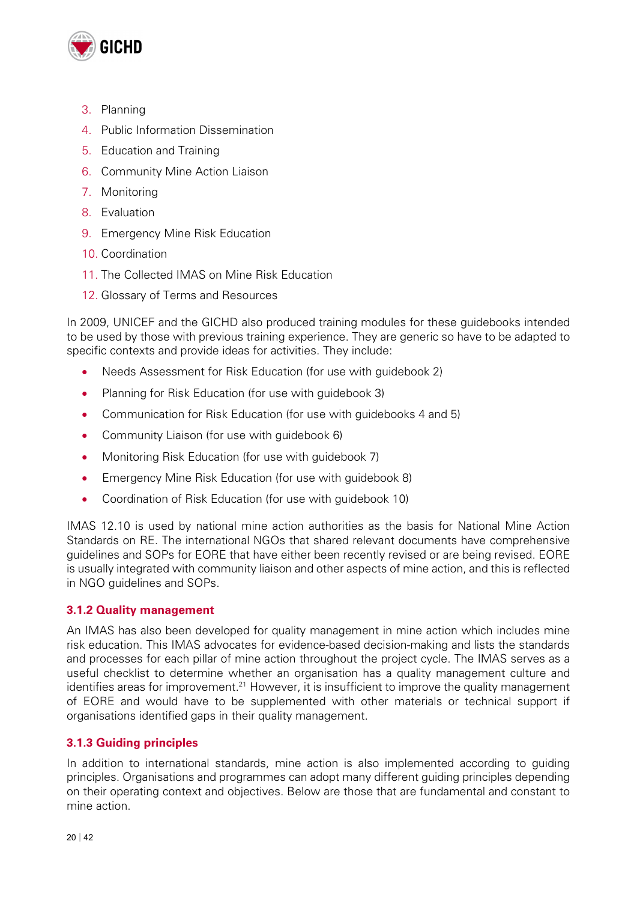3. Planning
4. Public Information Dissemination
5. Education and Training
6. Community Mine Action Liaison
7. Monitoring
8. Evaluation
9. Emergency Mine Risk Education
10. Coordination
11. The Collected IMAS on Mine Risk Education
12. Glossary of Terms and Resources

In 2009, UNICEF and the GICHD also produced training modules for these guidebooks intended to be used by those with previous training experience. They are generic so have to be adapted to specific contexts and provide ideas for activities. They include:

- Needs Assessment for Risk Education (for use with guidebook 2)
- Planning for Risk Education (for use with guidebook 3)
- Communication for Risk Education (for use with guidebooks 4 and 5)
- Community Liaison (for use with guidebook 6)
- Monitoring Risk Education (for use with guidebook 7)
- Emergency Mine Risk Education (for use with guidebook 8)
- Coordination of Risk Education (for use with guidebook 10)

IMAS 12.10 is used by national mine action authorities as the basis for National Mine Action Standards on RE. The international NGOs that shared relevant documents have comprehensive guidelines and SOPs for EORE that have either been recently revised or are being revised. EORE is usually integrated with community liaison and other aspects of mine action, and this is reflected in NGO guidelines and SOPs.

### 3.1.2 Quality management

An IMAS has also been developed for quality management in mine action which includes mine risk education. This IMAS advocates for evidence-based decision-making and lists the standards and processes for each pillar of mine action throughout the project cycle. The IMAS serves as a useful checklist to determine whether an organisation has a quality management culture and identifies areas for improvement.[21] However, it is insufficient to improve the quality management of EORE and would have to be supplemented with other materials or technical support if organisations identified gaps in their quality management.

### 3.1.3 Guiding principles

In addition to international standards, mine action is also implemented according to guiding principles. Organisations and programmes can adopt many different guiding principles depending on their operating context and objectives. Below are those that are fundamental and constant to mine action.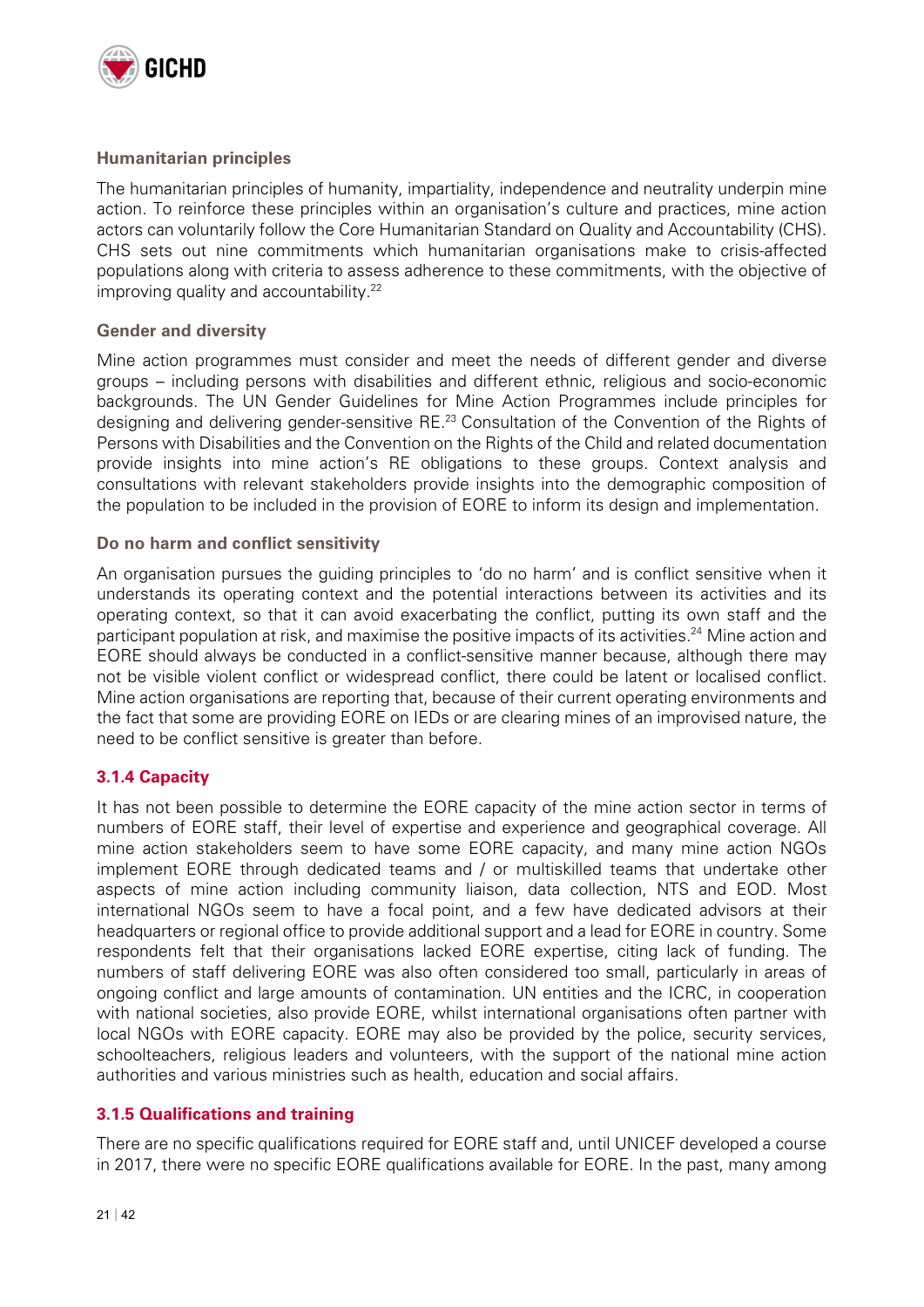#### Humanitarian principles

The humanitarian principles of humanity, impartiality, independence and neutrality underpin mine action. To reinforce these principles within an organisation's culture and practices, mine action actors can voluntarily follow the Core Humanitarian Standard on Quality and Accountability (CHS). CHS sets out nine commitments which humanitarian organisations make to crisis-affected populations along with criteria to assess adherence to these commitments, with the objective of improving quality and accountability.[22]

#### Gender and diversity

Mine action programmes must consider and meet the needs of different gender and diverse groups – including persons with disabilities and different ethnic, religious and socio-economic backgrounds. The UN Gender Guidelines for Mine Action Programmes include principles for designing and delivering gender-sensitive RE.[23] Consultation of the Convention of the Rights of Persons with Disabilities and the Convention on the Rights of the Child and related documentation provide insights into mine action's RE obligations to these groups. Context analysis and consultations with relevant stakeholders provide insights into the demographic composition of the population to be included in the provision of EORE to inform its design and implementation.

#### Do no harm and conflict sensitivity

An organisation pursues the guiding principles to 'do no harm' and is conflict sensitive when it understands its operating context and the potential interactions between its activities and its operating context, so that it can avoid exacerbating the conflict, putting its own staff and the participant population at risk, and maximise the positive impacts of its activities.[24] Mine action and EORE should always be conducted in a conflict-sensitive manner because, although there may not be visible violent conflict or widespread conflict, there could be latent or localised conflict. Mine action organisations are reporting that, because of their current operating environments and the fact that some are providing EORE on IEDs or are clearing mines of an improvised nature, the need to be conflict sensitive is greater than before.

### 3.1.4 Capacity

It has not been possible to determine the EORE capacity of the mine action sector in terms of numbers of EORE staff, their level of expertise and experience and geographical coverage. All mine action stakeholders seem to have some EORE capacity, and many mine action NGOs implement EORE through dedicated teams and / or multiskilled teams that undertake other aspects of mine action including community liaison, data collection, NTS and EOD. Most international NGOs seem to have a focal point, and a few have dedicated advisors at their headquarters or regional office to provide additional support and a lead for EORE in country. Some respondents felt that their organisations lacked EORE expertise, citing lack of funding. The numbers of staff delivering EORE was also often considered too small, particularly in areas of ongoing conflict and large amounts of contamination. UN entities and the ICRC, in cooperation with national societies, also provide EORE, whilst international organisations often partner with local NGOs with EORE capacity. EORE may also be provided by the police, security services, schoolteachers, religious leaders and volunteers, with the support of the national mine action authorities and various ministries such as health, education and social affairs.

### 3.1.5 Qualifications and training

There are no specific qualifications required for EORE staff and, until UNICEF developed a course in 2017, there were no specific EORE qualifications available for EORE. In the past, many among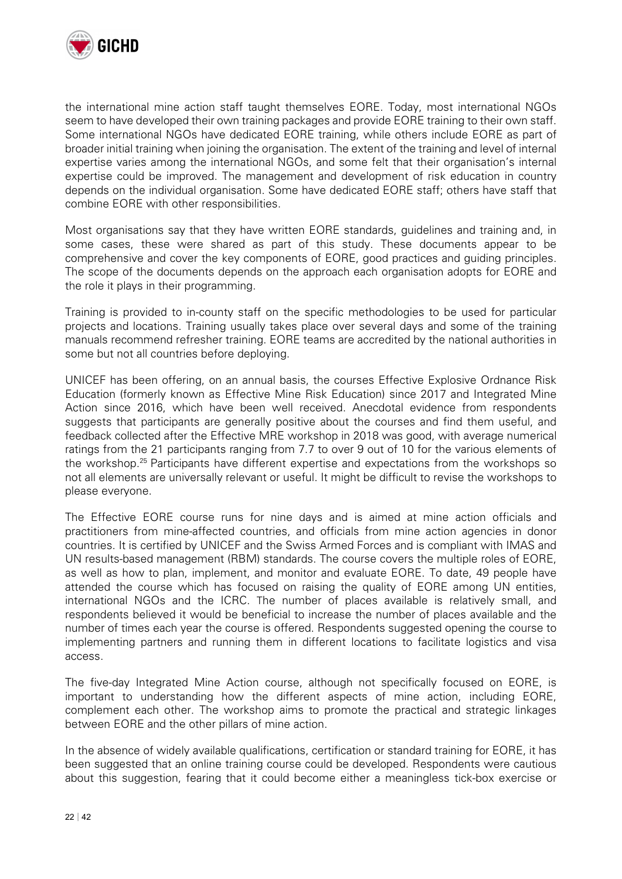the international mine action staff taught themselves EORE. Today, most international NGOs seem to have developed their own training packages and provide EORE training to their own staff. Some international NGOs have dedicated EORE training, while others include EORE as part of broader initial training when joining the organisation. The extent of the training and level of internal expertise varies among the international NGOs, and some felt that their organisation's internal expertise could be improved. The management and development of risk education in country depends on the individual organisation. Some have dedicated EORE staff; others have staff that combine EORE with other responsibilities.

Most organisations say that they have written EORE standards, guidelines and training and, in some cases, these were shared as part of this study. These documents appear to be comprehensive and cover the key components of EORE, good practices and guiding principles. The scope of the documents depends on the approach each organisation adopts for EORE and the role it plays in their programming.

Training is provided to in-county staff on the specific methodologies to be used for particular projects and locations. Training usually takes place over several days and some of the training manuals recommend refresher training. EORE teams are accredited by the national authorities in some but not all countries before deploying.

UNICEF has been offering, on an annual basis, the courses Effective Explosive Ordnance Risk Education (formerly known as Effective Mine Risk Education) since 2017 and Integrated Mine Action since 2016, which have been well received. Anecdotal evidence from respondents suggests that participants are generally positive about the courses and find them useful, and feedback collected after the Effective MRE workshop in 2018 was good, with average numerical ratings from the 21 participants ranging from 7.7 to over 9 out of 10 for the various elements of the workshop.[25] Participants have different expertise and expectations from the workshops so not all elements are universally relevant or useful. It might be difficult to revise the workshops to please everyone.

The Effective EORE course runs for nine days and is aimed at mine action officials and practitioners from mine-affected countries, and officials from mine action agencies in donor countries. It is certified by UNICEF and the Swiss Armed Forces and is compliant with IMAS and UN results-based management (RBM) standards. The course covers the multiple roles of EORE, as well as how to plan, implement, and monitor and evaluate EORE. To date, 49 people have attended the course which has focused on raising the quality of EORE among UN entities, international NGOs and the ICRC. The number of places available is relatively small, and respondents believed it would be beneficial to increase the number of places available and the number of times each year the course is offered. Respondents suggested opening the course to implementing partners and running them in different locations to facilitate logistics and visa access.

The five-day Integrated Mine Action course, although not specifically focused on EORE, is important to understanding how the different aspects of mine action, including EORE, complement each other. The workshop aims to promote the practical and strategic linkages between EORE and the other pillars of mine action.

In the absence of widely available qualifications, certification or standard training for EORE, it has been suggested that an online training course could be developed. Respondents were cautious about this suggestion, fearing that it could become either a meaningless tick-box exercise or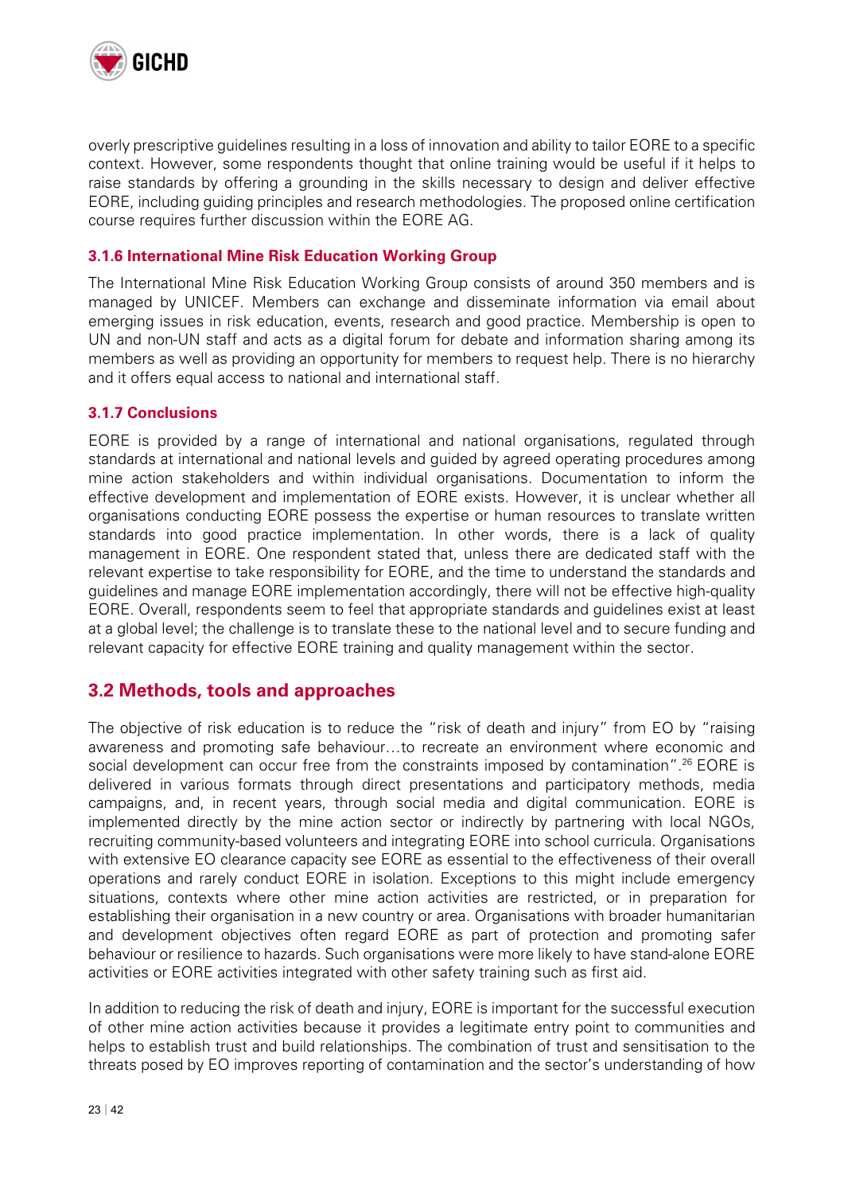overly prescriptive guidelines resulting in a loss of innovation and ability to tailor EORE to a specific context. However, some respondents thought that online training would be useful if it helps to raise standards by offering a grounding in the skills necessary to design and deliver effective EORE, including guiding principles and research methodologies. The proposed online certification course requires further discussion within the EORE AG.

### 3.1.6 International Mine Risk Education Working Group

The International Mine Risk Education Working Group consists of around 350 members and is managed by UNICEF. Members can exchange and disseminate information via email about emerging issues in risk education, events, research and good practice. Membership is open to UN and non-UN staff and acts as a digital forum for debate and information sharing among its members as well as providing an opportunity for members to request help. There is no hierarchy and it offers equal access to national and international staff.

### 3.1.7 Conclusions

EORE is provided by a range of international and national organisations, regulated through standards at international and national levels and guided by agreed operating procedures among mine action stakeholders and within individual organisations. Documentation to inform the effective development and implementation of EORE exists. However, it is unclear whether all organisations conducting EORE possess the expertise or human resources to translate written standards into good practice implementation. In other words, there is a lack of quality management in EORE. One respondent stated that, unless there are dedicated staff with the relevant expertise to take responsibility for EORE, and the time to understand the standards and guidelines and manage EORE implementation accordingly, there will not be effective high-quality EORE. Overall, respondents seem to feel that appropriate standards and guidelines exist at least at a global level; the challenge is to translate these to the national level and to secure funding and relevant capacity for effective EORE training and quality management within the sector.

## 3.2 Methods, tools and approaches

The objective of risk education is to reduce the "risk of death and injury" from EO by "raising awareness and promoting safe behaviour…to recreate an environment where economic and social development can occur free from the constraints imposed by contamination".[26] EORE is delivered in various formats through direct presentations and participatory methods, media campaigns, and, in recent years, through social media and digital communication. EORE is implemented directly by the mine action sector or indirectly by partnering with local NGOs, recruiting community-based volunteers and integrating EORE into school curricula. Organisations with extensive EO clearance capacity see EORE as essential to the effectiveness of their overall operations and rarely conduct EORE in isolation. Exceptions to this might include emergency situations, contexts where other mine action activities are restricted, or in preparation for establishing their organisation in a new country or area. Organisations with broader humanitarian and development objectives often regard EORE as part of protection and promoting safer behaviour or resilience to hazards. Such organisations were more likely to have stand-alone EORE activities or EORE activities integrated with other safety training such as first aid.

In addition to reducing the risk of death and injury, EORE is important for the successful execution of other mine action activities because it provides a legitimate entry point to communities and helps to establish trust and build relationships. The combination of trust and sensitisation to the threats posed by EO improves reporting of contamination and the sector's understanding of how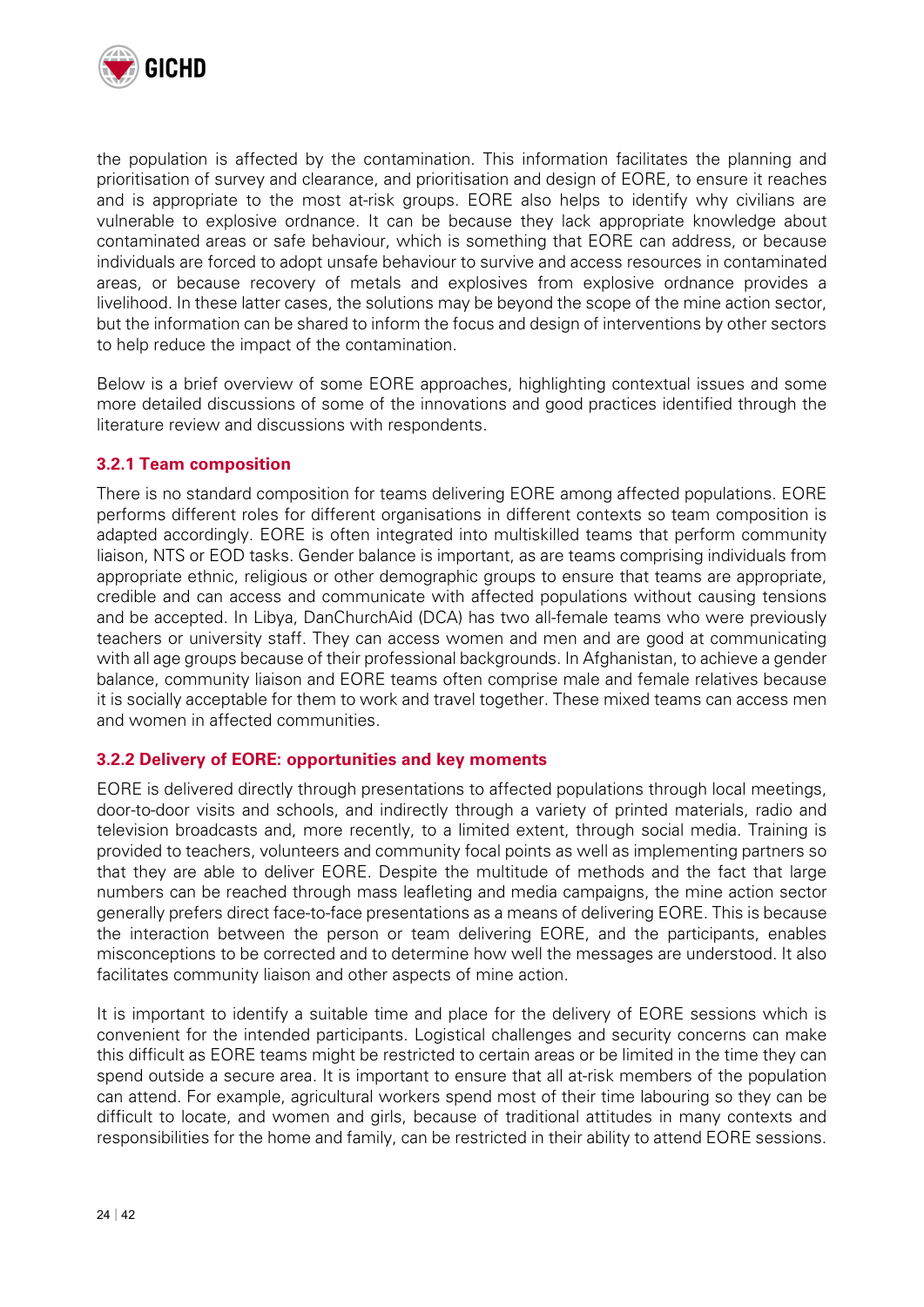the population is affected by the contamination. This information facilitates the planning and prioritisation of survey and clearance, and prioritisation and design of EORE, to ensure it reaches and is appropriate to the most at-risk groups. EORE also helps to identify why civilians are vulnerable to explosive ordnance. It can be because they lack appropriate knowledge about contaminated areas or safe behaviour, which is something that EORE can address, or because individuals are forced to adopt unsafe behaviour to survive and access resources in contaminated areas, or because recovery of metals and explosives from explosive ordnance provides a livelihood. In these latter cases, the solutions may be beyond the scope of the mine action sector, but the information can be shared to inform the focus and design of interventions by other sectors to help reduce the impact of the contamination.

Below is a brief overview of some EORE approaches, highlighting contextual issues and some more detailed discussions of some of the innovations and good practices identified through the literature review and discussions with respondents.

### 3.2.1 Team composition

There is no standard composition for teams delivering EORE among affected populations. EORE performs different roles for different organisations in different contexts so team composition is adapted accordingly. EORE is often integrated into multiskilled teams that perform community liaison, NTS or EOD tasks. Gender balance is important, as are teams comprising individuals from appropriate ethnic, religious or other demographic groups to ensure that teams are appropriate, credible and can access and communicate with affected populations without causing tensions and be accepted. In Libya, DanChurchAid (DCA) has two all-female teams who were previously teachers or university staff. They can access women and men and are good at communicating with all age groups because of their professional backgrounds. In Afghanistan, to achieve a gender balance, community liaison and EORE teams often comprise male and female relatives because it is socially acceptable for them to work and travel together. These mixed teams can access men and women in affected communities.

### 3.2.2 Delivery of EORE: opportunities and key moments

EORE is delivered directly through presentations to affected populations through local meetings, door-to-door visits and schools, and indirectly through a variety of printed materials, radio and television broadcasts and, more recently, to a limited extent, through social media. Training is provided to teachers, volunteers and community focal points as well as implementing partners so that they are able to deliver EORE. Despite the multitude of methods and the fact that large numbers can be reached through mass leafleting and media campaigns, the mine action sector generally prefers direct face-to-face presentations as a means of delivering EORE. This is because the interaction between the person or team delivering EORE, and the participants, enables misconceptions to be corrected and to determine how well the messages are understood. It also facilitates community liaison and other aspects of mine action.

It is important to identify a suitable time and place for the delivery of EORE sessions which is convenient for the intended participants. Logistical challenges and security concerns can make this difficult as EORE teams might be restricted to certain areas or be limited in the time they can spend outside a secure area. It is important to ensure that all at-risk members of the population can attend. For example, agricultural workers spend most of their time labouring so they can be difficult to locate, and women and girls, because of traditional attitudes in many contexts and responsibilities for the home and family, can be restricted in their ability to attend EORE sessions.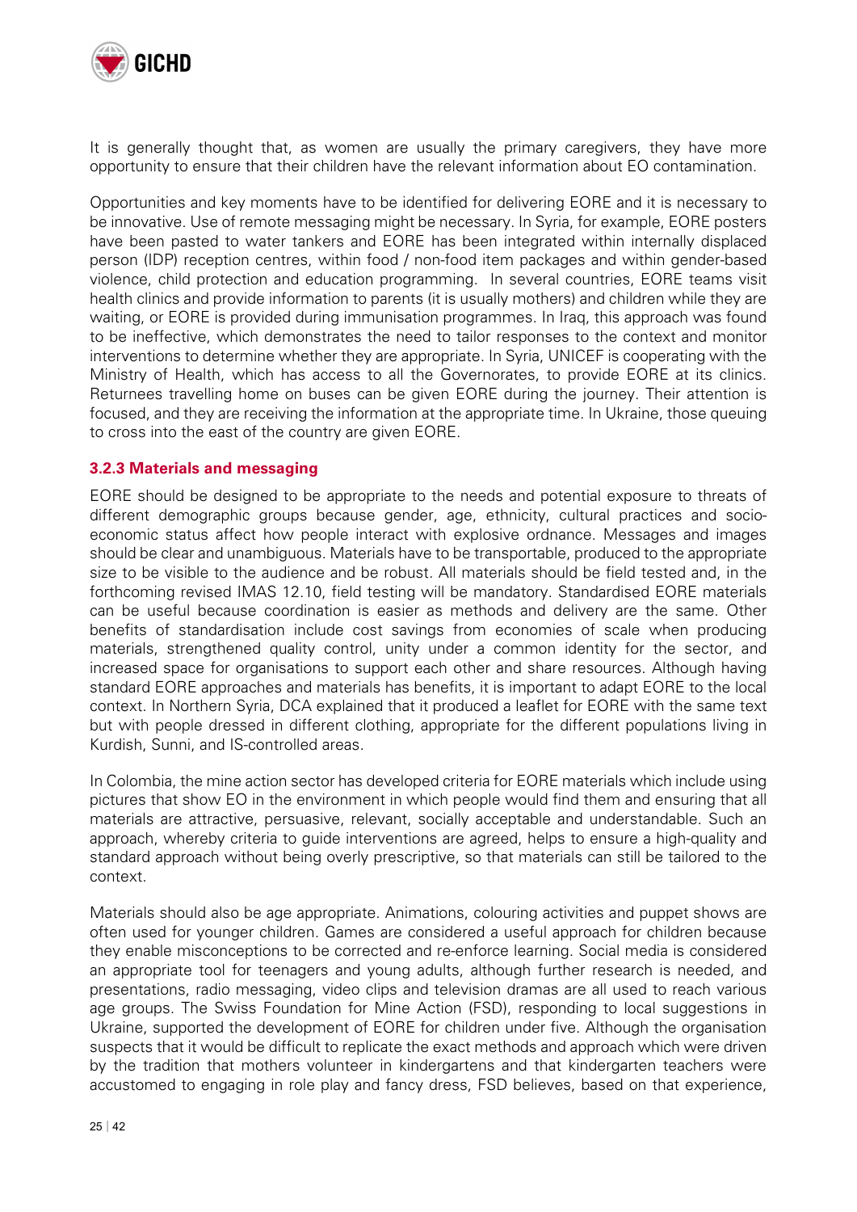It is generally thought that, as women are usually the primary caregivers, they have more opportunity to ensure that their children have the relevant information about EO contamination.

Opportunities and key moments have to be identified for delivering EORE and it is necessary to be innovative. Use of remote messaging might be necessary. In Syria, for example, EORE posters have been pasted to water tankers and EORE has been integrated within internally displaced person (IDP) reception centres, within food / non-food item packages and within gender-based violence, child protection and education programming. In several countries, EORE teams visit health clinics and provide information to parents (it is usually mothers) and children while they are waiting, or EORE is provided during immunisation programmes. In Iraq, this approach was found to be ineffective, which demonstrates the need to tailor responses to the context and monitor interventions to determine whether they are appropriate. In Syria, UNICEF is cooperating with the Ministry of Health, which has access to all the Governorates, to provide EORE at its clinics. Returnees travelling home on buses can be given EORE during the journey. Their attention is focused, and they are receiving the information at the appropriate time. In Ukraine, those queuing to cross into the east of the country are given EORE.

### 3.2.3 Materials and messaging

EORE should be designed to be appropriate to the needs and potential exposure to threats of different demographic groups because gender, age, ethnicity, cultural practices and socio-economic status affect how people interact with explosive ordnance. Messages and images should be clear and unambiguous. Materials have to be transportable, produced to the appropriate size to be visible to the audience and be robust. All materials should be field tested and, in the forthcoming revised IMAS 12.10, field testing will be mandatory. Standardised EORE materials can be useful because coordination is easier as methods and delivery are the same. Other benefits of standardisation include cost savings from economies of scale when producing materials, strengthened quality control, unity under a common identity for the sector, and increased space for organisations to support each other and share resources. Although having standard EORE approaches and materials has benefits, it is important to adapt EORE to the local context. In Northern Syria, DCA explained that it produced a leaflet for EORE with the same text but with people dressed in different clothing, appropriate for the different populations living in Kurdish, Sunni, and IS-controlled areas.

In Colombia, the mine action sector has developed criteria for EORE materials which include using pictures that show EO in the environment in which people would find them and ensuring that all materials are attractive, persuasive, relevant, socially acceptable and understandable. Such an approach, whereby criteria to guide interventions are agreed, helps to ensure a high-quality and standard approach without being overly prescriptive, so that materials can still be tailored to the context.

Materials should also be age appropriate. Animations, colouring activities and puppet shows are often used for younger children. Games are considered a useful approach for children because they enable misconceptions to be corrected and re-enforce learning. Social media is considered an appropriate tool for teenagers and young adults, although further research is needed, and presentations, radio messaging, video clips and television dramas are all used to reach various age groups. The Swiss Foundation for Mine Action (FSD), responding to local suggestions in Ukraine, supported the development of EORE for children under five. Although the organisation suspects that it would be difficult to replicate the exact methods and approach which were driven by the tradition that mothers volunteer in kindergartens and that kindergarten teachers were accustomed to engaging in role play and fancy dress, FSD believes, based on that experience,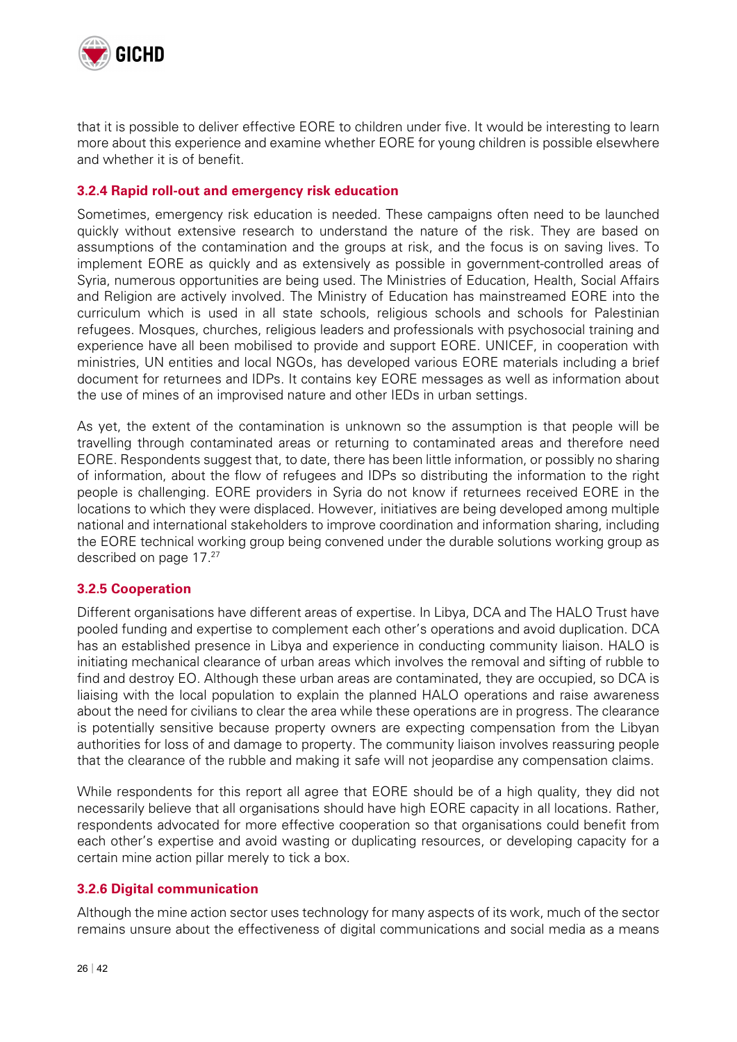that it is possible to deliver effective EORE to children under five. It would be interesting to learn more about this experience and examine whether EORE for young children is possible elsewhere and whether it is of benefit.

### 3.2.4 Rapid roll-out and emergency risk education

Sometimes, emergency risk education is needed. These campaigns often need to be launched quickly without extensive research to understand the nature of the risk. They are based on assumptions of the contamination and the groups at risk, and the focus is on saving lives. To implement EORE as quickly and as extensively as possible in government-controlled areas of Syria, numerous opportunities are being used. The Ministries of Education, Health, Social Affairs and Religion are actively involved. The Ministry of Education has mainstreamed EORE into the curriculum which is used in all state schools, religious schools and schools for Palestinian refugees. Mosques, churches, religious leaders and professionals with psychosocial training and experience have all been mobilised to provide and support EORE. UNICEF, in cooperation with ministries, UN entities and local NGOs, has developed various EORE materials including a brief document for returnees and IDPs. It contains key EORE messages as well as information about the use of mines of an improvised nature and other IEDs in urban settings.

As yet, the extent of the contamination is unknown so the assumption is that people will be travelling through contaminated areas or returning to contaminated areas and therefore need EORE. Respondents suggest that, to date, there has been little information, or possibly no sharing of information, about the flow of refugees and IDPs so distributing the information to the right people is challenging. EORE providers in Syria do not know if returnees received EORE in the locations to which they were displaced. However, initiatives are being developed among multiple national and international stakeholders to improve coordination and information sharing, including the EORE technical working group being convened under the durable solutions working group as described on page 17.[27]

### 3.2.5 Cooperation

Different organisations have different areas of expertise. In Libya, DCA and The HALO Trust have pooled funding and expertise to complement each other's operations and avoid duplication. DCA has an established presence in Libya and experience in conducting community liaison. HALO is initiating mechanical clearance of urban areas which involves the removal and sifting of rubble to find and destroy EO. Although these urban areas are contaminated, they are occupied, so DCA is liaising with the local population to explain the planned HALO operations and raise awareness about the need for civilians to clear the area while these operations are in progress. The clearance is potentially sensitive because property owners are expecting compensation from the Libyan authorities for loss of and damage to property. The community liaison involves reassuring people that the clearance of the rubble and making it safe will not jeopardise any compensation claims.

While respondents for this report all agree that EORE should be of a high quality, they did not necessarily believe that all organisations should have high EORE capacity in all locations. Rather, respondents advocated for more effective cooperation so that organisations could benefit from each other's expertise and avoid wasting or duplicating resources, or developing capacity for a certain mine action pillar merely to tick a box.

### 3.2.6 Digital communication

Although the mine action sector uses technology for many aspects of its work, much of the sector remains unsure about the effectiveness of digital communications and social media as a means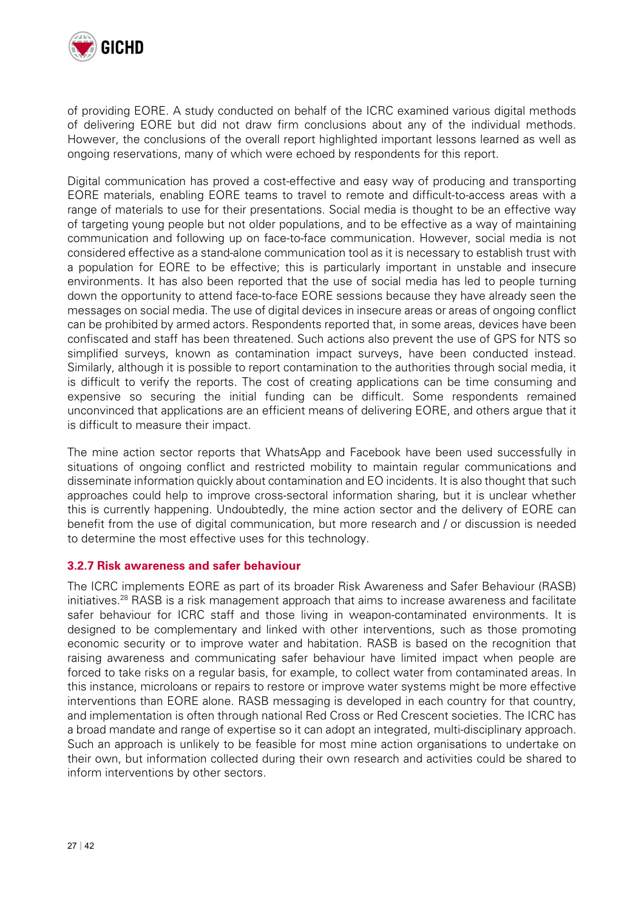of providing EORE. A study conducted on behalf of the ICRC examined various digital methods of delivering EORE but did not draw firm conclusions about any of the individual methods. However, the conclusions of the overall report highlighted important lessons learned as well as ongoing reservations, many of which were echoed by respondents for this report.

Digital communication has proved a cost-effective and easy way of producing and transporting EORE materials, enabling EORE teams to travel to remote and difficult-to-access areas with a range of materials to use for their presentations. Social media is thought to be an effective way of targeting young people but not older populations, and to be effective as a way of maintaining communication and following up on face-to-face communication. However, social media is not considered effective as a stand-alone communication tool as it is necessary to establish trust with a population for EORE to be effective; this is particularly important in unstable and insecure environments. It has also been reported that the use of social media has led to people turning down the opportunity to attend face-to-face EORE sessions because they have already seen the messages on social media. The use of digital devices in insecure areas or areas of ongoing conflict can be prohibited by armed actors. Respondents reported that, in some areas, devices have been confiscated and staff has been threatened. Such actions also prevent the use of GPS for NTS so simplified surveys, known as contamination impact surveys, have been conducted instead. Similarly, although it is possible to report contamination to the authorities through social media, it is difficult to verify the reports. The cost of creating applications can be time consuming and expensive so securing the initial funding can be difficult. Some respondents remained unconvinced that applications are an efficient means of delivering EORE, and others argue that it is difficult to measure their impact.

The mine action sector reports that WhatsApp and Facebook have been used successfully in situations of ongoing conflict and restricted mobility to maintain regular communications and disseminate information quickly about contamination and EO incidents. It is also thought that such approaches could help to improve cross-sectoral information sharing, but it is unclear whether this is currently happening. Undoubtedly, the mine action sector and the delivery of EORE can benefit from the use of digital communication, but more research and / or discussion is needed to determine the most effective uses for this technology.

### 3.2.7 Risk awareness and safer behaviour

The ICRC implements EORE as part of its broader Risk Awareness and Safer Behaviour (RASB) initiatives.[28] RASB is a risk management approach that aims to increase awareness and facilitate safer behaviour for ICRC staff and those living in weapon-contaminated environments. It is designed to be complementary and linked with other interventions, such as those promoting economic security or to improve water and habitation. RASB is based on the recognition that raising awareness and communicating safer behaviour have limited impact when people are forced to take risks on a regular basis, for example, to collect water from contaminated areas. In this instance, microloans or repairs to restore or improve water systems might be more effective interventions than EORE alone. RASB messaging is developed in each country for that country, and implementation is often through national Red Cross or Red Crescent societies. The ICRC has a broad mandate and range of expertise so it can adopt an integrated, multi-disciplinary approach. Such an approach is unlikely to be feasible for most mine action organisations to undertake on their own, but information collected during their own research and activities could be shared to inform interventions by other sectors.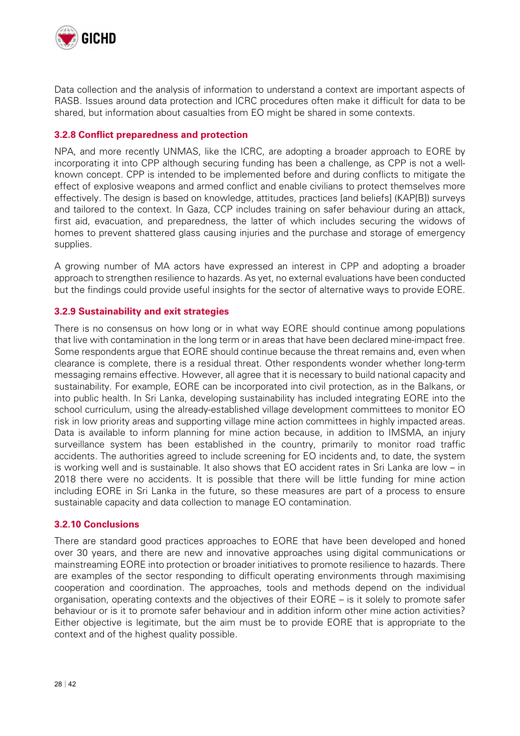Data collection and the analysis of information to understand a context are important aspects of RASB. Issues around data protection and ICRC procedures often make it difficult for data to be shared, but information about casualties from EO might be shared in some contexts.

### 3.2.8 Conflict preparedness and protection

NPA, and more recently UNMAS, like the ICRC, are adopting a broader approach to EORE by incorporating it into CPP although securing funding has been a challenge, as CPP is not a well-known concept. CPP is intended to be implemented before and during conflicts to mitigate the effect of explosive weapons and armed conflict and enable civilians to protect themselves more effectively. The design is based on knowledge, attitudes, practices [and beliefs] (KAP[B]) surveys and tailored to the context. In Gaza, CCP includes training on safer behaviour during an attack, first aid, evacuation, and preparedness, the latter of which includes securing the widows of homes to prevent shattered glass causing injuries and the purchase and storage of emergency supplies.

A growing number of MA actors have expressed an interest in CPP and adopting a broader approach to strengthen resilience to hazards. As yet, no external evaluations have been conducted but the findings could provide useful insights for the sector of alternative ways to provide EORE.

### 3.2.9 Sustainability and exit strategies

There is no consensus on how long or in what way EORE should continue among populations that live with contamination in the long term or in areas that have been declared mine-impact free. Some respondents argue that EORE should continue because the threat remains and, even when clearance is complete, there is a residual threat. Other respondents wonder whether long-term messaging remains effective. However, all agree that it is necessary to build national capacity and sustainability. For example, EORE can be incorporated into civil protection, as in the Balkans, or into public health. In Sri Lanka, developing sustainability has included integrating EORE into the school curriculum, using the already-established village development committees to monitor EO risk in low priority areas and supporting village mine action committees in highly impacted areas. Data is available to inform planning for mine action because, in addition to IMSMA, an injury surveillance system has been established in the country, primarily to monitor road traffic accidents. The authorities agreed to include screening for EO incidents and, to date, the system is working well and is sustainable. It also shows that EO accident rates in Sri Lanka are low – in 2018 there were no accidents. It is possible that there will be little funding for mine action including EORE in Sri Lanka in the future, so these measures are part of a process to ensure sustainable capacity and data collection to manage EO contamination.

### 3.2.10 Conclusions

There are standard good practices approaches to EORE that have been developed and honed over 30 years, and there are new and innovative approaches using digital communications or mainstreaming EORE into protection or broader initiatives to promote resilience to hazards. There are examples of the sector responding to difficult operating environments through maximising cooperation and coordination. The approaches, tools and methods depend on the individual organisation, operating contexts and the objectives of their EORE – is it solely to promote safer behaviour or is it to promote safer behaviour and in addition inform other mine action activities? Either objective is legitimate, but the aim must be to provide EORE that is appropriate to the context and of the highest quality possible.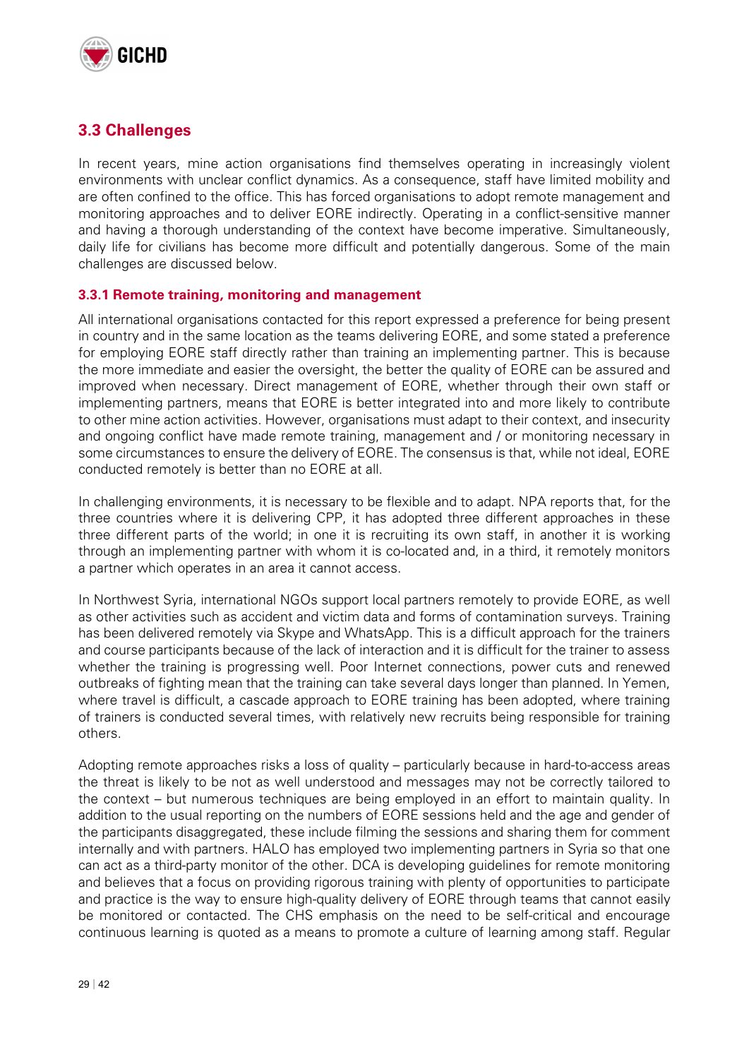## 3.3 Challenges

In recent years, mine action organisations find themselves operating in increasingly violent environments with unclear conflict dynamics. As a consequence, staff have limited mobility and are often confined to the office. This has forced organisations to adopt remote management and monitoring approaches and to deliver EORE indirectly. Operating in a conflict-sensitive manner and having a thorough understanding of the context have become imperative. Simultaneously, daily life for civilians has become more difficult and potentially dangerous. Some of the main challenges are discussed below.

### 3.3.1 Remote training, monitoring and management

All international organisations contacted for this report expressed a preference for being present in country and in the same location as the teams delivering EORE, and some stated a preference for employing EORE staff directly rather than training an implementing partner. This is because the more immediate and easier the oversight, the better the quality of EORE can be assured and improved when necessary. Direct management of EORE, whether through their own staff or implementing partners, means that EORE is better integrated into and more likely to contribute to other mine action activities. However, organisations must adapt to their context, and insecurity and ongoing conflict have made remote training, management and / or monitoring necessary in some circumstances to ensure the delivery of EORE. The consensus is that, while not ideal, EORE conducted remotely is better than no EORE at all.

In challenging environments, it is necessary to be flexible and to adapt. NPA reports that, for the three countries where it is delivering CPP, it has adopted three different approaches in these three different parts of the world; in one it is recruiting its own staff, in another it is working through an implementing partner with whom it is co-located and, in a third, it remotely monitors a partner which operates in an area it cannot access.

In Northwest Syria, international NGOs support local partners remotely to provide EORE, as well as other activities such as accident and victim data and forms of contamination surveys. Training has been delivered remotely via Skype and WhatsApp. This is a difficult approach for the trainers and course participants because of the lack of interaction and it is difficult for the trainer to assess whether the training is progressing well. Poor Internet connections, power cuts and renewed outbreaks of fighting mean that the training can take several days longer than planned. In Yemen, where travel is difficult, a cascade approach to EORE training has been adopted, where training of trainers is conducted several times, with relatively new recruits being responsible for training others.

Adopting remote approaches risks a loss of quality – particularly because in hard-to-access areas the threat is likely to be not as well understood and messages may not be correctly tailored to the context – but numerous techniques are being employed in an effort to maintain quality. In addition to the usual reporting on the numbers of EORE sessions held and the age and gender of the participants disaggregated, these include filming the sessions and sharing them for comment internally and with partners. HALO has employed two implementing partners in Syria so that one can act as a third-party monitor of the other. DCA is developing guidelines for remote monitoring and believes that a focus on providing rigorous training with plenty of opportunities to participate and practice is the way to ensure high-quality delivery of EORE through teams that cannot easily be monitored or contacted. The CHS emphasis on the need to be self-critical and encourage continuous learning is quoted as a means to promote a culture of learning among staff. Regular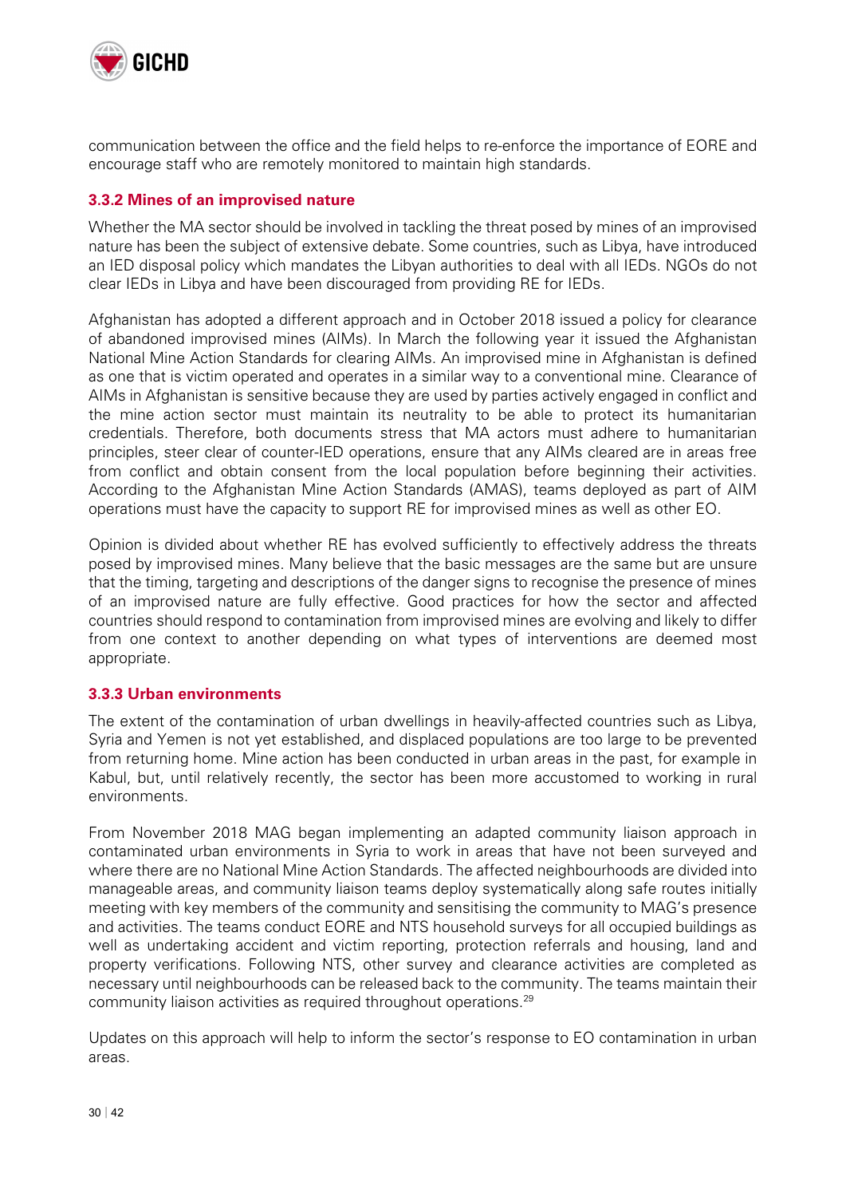communication between the office and the field helps to re-enforce the importance of EORE and encourage staff who are remotely monitored to maintain high standards.

### 3.3.2 Mines of an improvised nature

Whether the MA sector should be involved in tackling the threat posed by mines of an improvised nature has been the subject of extensive debate. Some countries, such as Libya, have introduced an IED disposal policy which mandates the Libyan authorities to deal with all IEDs. NGOs do not clear IEDs in Libya and have been discouraged from providing RE for IEDs.

Afghanistan has adopted a different approach and in October 2018 issued a policy for clearance of abandoned improvised mines (AIMs). In March the following year it issued the Afghanistan National Mine Action Standards for clearing AIMs. An improvised mine in Afghanistan is defined as one that is victim operated and operates in a similar way to a conventional mine. Clearance of AIMs in Afghanistan is sensitive because they are used by parties actively engaged in conflict and the mine action sector must maintain its neutrality to be able to protect its humanitarian credentials. Therefore, both documents stress that MA actors must adhere to humanitarian principles, steer clear of counter-IED operations, ensure that any AIMs cleared are in areas free from conflict and obtain consent from the local population before beginning their activities. According to the Afghanistan Mine Action Standards (AMAS), teams deployed as part of AIM operations must have the capacity to support RE for improvised mines as well as other EO.

Opinion is divided about whether RE has evolved sufficiently to effectively address the threats posed by improvised mines. Many believe that the basic messages are the same but are unsure that the timing, targeting and descriptions of the danger signs to recognise the presence of mines of an improvised nature are fully effective. Good practices for how the sector and affected countries should respond to contamination from improvised mines are evolving and likely to differ from one context to another depending on what types of interventions are deemed most appropriate.

### 3.3.3 Urban environments

The extent of the contamination of urban dwellings in heavily-affected countries such as Libya, Syria and Yemen is not yet established, and displaced populations are too large to be prevented from returning home. Mine action has been conducted in urban areas in the past, for example in Kabul, but, until relatively recently, the sector has been more accustomed to working in rural environments.

From November 2018 MAG began implementing an adapted community liaison approach in contaminated urban environments in Syria to work in areas that have not been surveyed and where there are no National Mine Action Standards. The affected neighbourhoods are divided into manageable areas, and community liaison teams deploy systematically along safe routes initially meeting with key members of the community and sensitising the community to MAG's presence and activities. The teams conduct EORE and NTS household surveys for all occupied buildings as well as undertaking accident and victim reporting, protection referrals and housing, land and property verifications. Following NTS, other survey and clearance activities are completed as necessary until neighbourhoods can be released back to the community. The teams maintain their community liaison activities as required throughout operations.[29]

Updates on this approach will help to inform the sector's response to EO contamination in urban areas.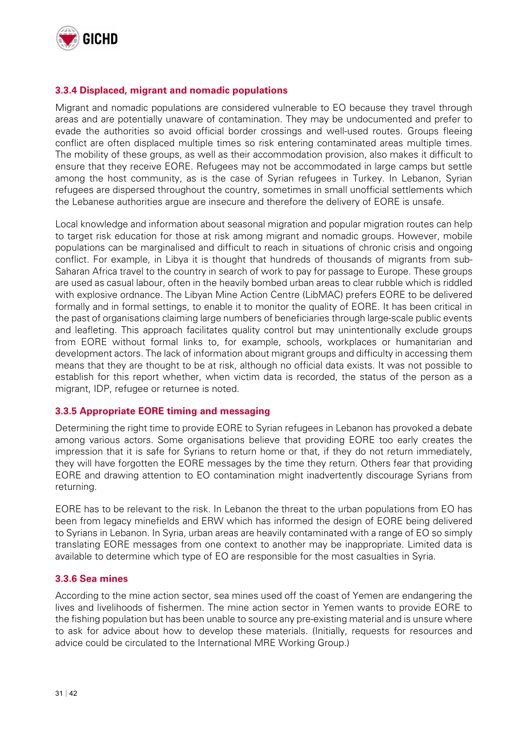### 3.3.4 Displaced, migrant and nomadic populations

Migrant and nomadic populations are considered vulnerable to EO because they travel through areas and are potentially unaware of contamination. They may be undocumented and prefer to evade the authorities so avoid official border crossings and well-used routes. Groups fleeing conflict are often displaced multiple times so risk entering contaminated areas multiple times. The mobility of these groups, as well as their accommodation provision, also makes it difficult to ensure that they receive EORE. Refugees may not be accommodated in large camps but settle among the host community, as is the case of Syrian refugees in Turkey. In Lebanon, Syrian refugees are dispersed throughout the country, sometimes in small unofficial settlements which the Lebanese authorities argue are insecure and therefore the delivery of EORE is unsafe.

Local knowledge and information about seasonal migration and popular migration routes can help to target risk education for those at risk among migrant and nomadic groups. However, mobile populations can be marginalised and difficult to reach in situations of chronic crisis and ongoing conflict. For example, in Libya it is thought that hundreds of thousands of migrants from sub-Saharan Africa travel to the country in search of work to pay for passage to Europe. These groups are used as casual labour, often in the heavily bombed urban areas to clear rubble which is riddled with explosive ordnance. The Libyan Mine Action Centre (LibMAC) prefers EORE to be delivered formally and in formal settings, to enable it to monitor the quality of EORE. It has been critical in the past of organisations claiming large numbers of beneficiaries through large-scale public events and leafleting. This approach facilitates quality control but may unintentionally exclude groups from EORE without formal links to, for example, schools, workplaces or humanitarian and development actors. The lack of information about migrant groups and difficulty in accessing them means that they are thought to be at risk, although no official data exists. It was not possible to establish for this report whether, when victim data is recorded, the status of the person as a migrant, IDP, refugee or returnee is noted.

### 3.3.5 Appropriate EORE timing and messaging

Determining the right time to provide EORE to Syrian refugees in Lebanon has provoked a debate among various actors. Some organisations believe that providing EORE too early creates the impression that it is safe for Syrians to return home or that, if they do not return immediately, they will have forgotten the EORE messages by the time they return. Others fear that providing EORE and drawing attention to EO contamination might inadvertently discourage Syrians from returning.

EORE has to be relevant to the risk. In Lebanon the threat to the urban populations from EO has been from legacy minefields and ERW which has informed the design of EORE being delivered to Syrians in Lebanon. In Syria, urban areas are heavily contaminated with a range of EO so simply translating EORE messages from one context to another may be inappropriate. Limited data is available to determine which type of EO are responsible for the most casualties in Syria.

### 3.3.6 Sea mines

According to the mine action sector, sea mines used off the coast of Yemen are endangering the lives and livelihoods of fishermen. The mine action sector in Yemen wants to provide EORE to the fishing population but has been unable to source any pre-existing material and is unsure where to ask for advice about how to develop these materials. (Initially, requests for resources and advice could be circulated to the International MRE Working Group.)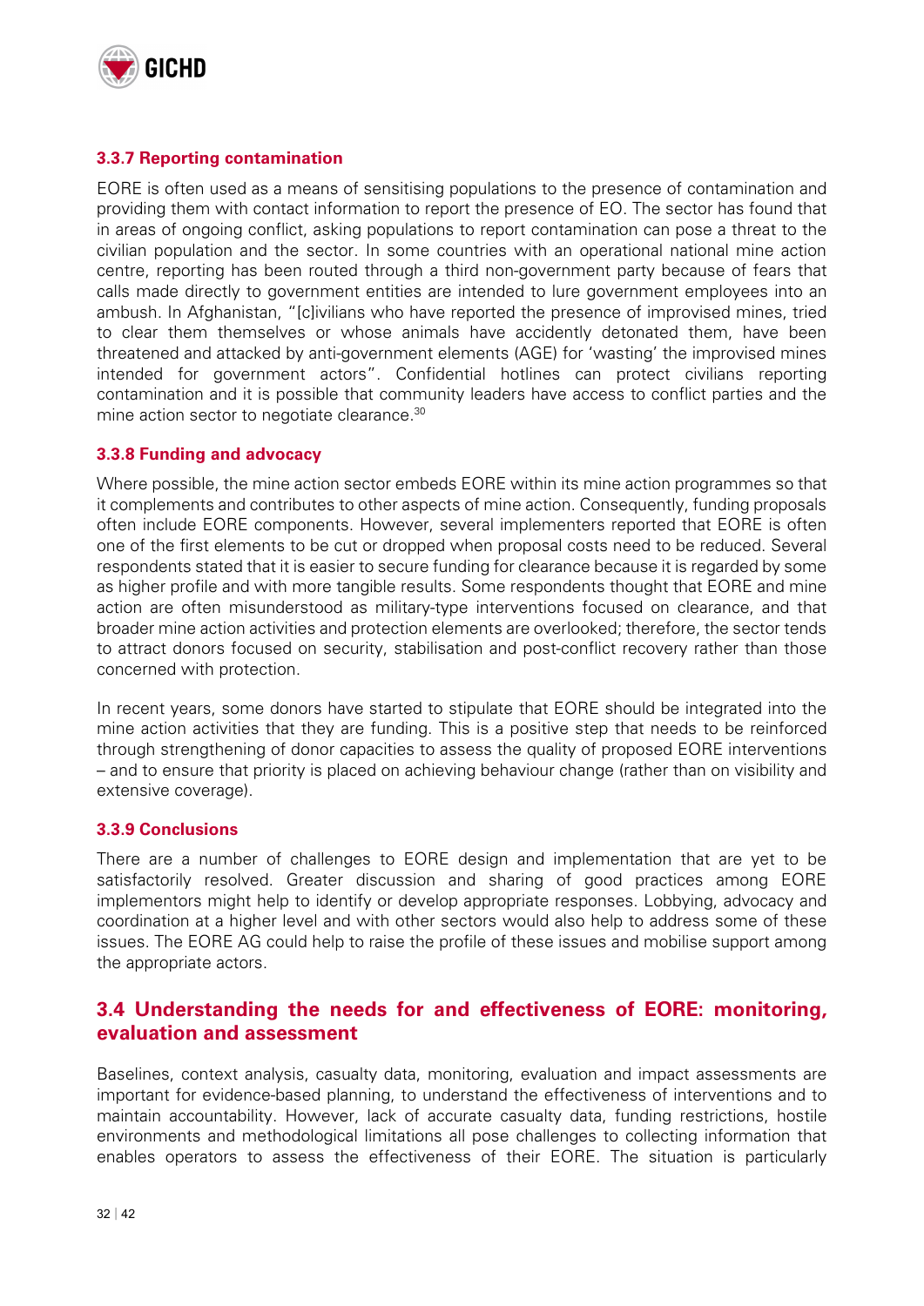### 3.3.7 Reporting contamination

EORE is often used as a means of sensitising populations to the presence of contamination and providing them with contact information to report the presence of EO. The sector has found that in areas of ongoing conflict, asking populations to report contamination can pose a threat to the civilian population and the sector. In some countries with an operational national mine action centre, reporting has been routed through a third non-government party because of fears that calls made directly to government entities are intended to lure government employees into an ambush. In Afghanistan, "[c]ivilians who have reported the presence of improvised mines, tried to clear them themselves or whose animals have accidently detonated them, have been threatened and attacked by anti-government elements (AGE) for 'wasting' the improvised mines intended for government actors". Confidential hotlines can protect civilians reporting contamination and it is possible that community leaders have access to conflict parties and the mine action sector to negotiate clearance.[30]

### 3.3.8 Funding and advocacy

Where possible, the mine action sector embeds EORE within its mine action programmes so that it complements and contributes to other aspects of mine action. Consequently, funding proposals often include EORE components. However, several implementers reported that EORE is often one of the first elements to be cut or dropped when proposal costs need to be reduced. Several respondents stated that it is easier to secure funding for clearance because it is regarded by some as higher profile and with more tangible results. Some respondents thought that EORE and mine action are often misunderstood as military-type interventions focused on clearance, and that broader mine action activities and protection elements are overlooked; therefore, the sector tends to attract donors focused on security, stabilisation and post-conflict recovery rather than those concerned with protection.

In recent years, some donors have started to stipulate that EORE should be integrated into the mine action activities that they are funding. This is a positive step that needs to be reinforced through strengthening of donor capacities to assess the quality of proposed EORE interventions – and to ensure that priority is placed on achieving behaviour change (rather than on visibility and extensive coverage).

### 3.3.9 Conclusions

There are a number of challenges to EORE design and implementation that are yet to be satisfactorily resolved. Greater discussion and sharing of good practices among EORE implementors might help to identify or develop appropriate responses. Lobbying, advocacy and coordination at a higher level and with other sectors would also help to address some of these issues. The EORE AG could help to raise the profile of these issues and mobilise support among the appropriate actors.

## 3.4 Understanding the needs for and effectiveness of EORE: monitoring, evaluation and assessment

Baselines, context analysis, casualty data, monitoring, evaluation and impact assessments are important for evidence-based planning, to understand the effectiveness of interventions and to maintain accountability. However, lack of accurate casualty data, funding restrictions, hostile environments and methodological limitations all pose challenges to collecting information that enables operators to assess the effectiveness of their EORE. The situation is particularly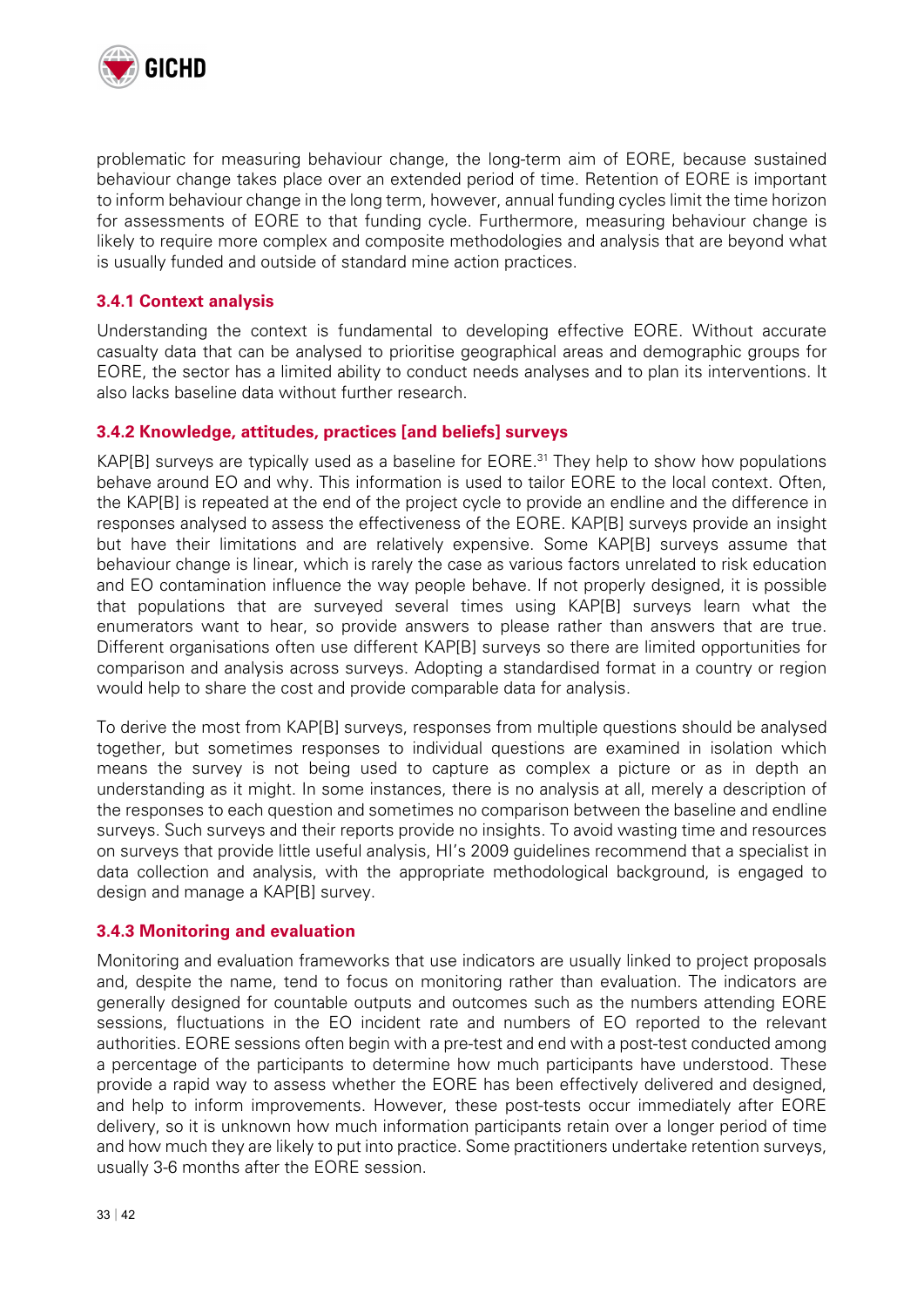problematic for measuring behaviour change, the long-term aim of EORE, because sustained behaviour change takes place over an extended period of time. Retention of EORE is important to inform behaviour change in the long term, however, annual funding cycles limit the time horizon for assessments of EORE to that funding cycle. Furthermore, measuring behaviour change is likely to require more complex and composite methodologies and analysis that are beyond what is usually funded and outside of standard mine action practices.

### 3.4.1 Context analysis

Understanding the context is fundamental to developing effective EORE. Without accurate casualty data that can be analysed to prioritise geographical areas and demographic groups for EORE, the sector has a limited ability to conduct needs analyses and to plan its interventions. It also lacks baseline data without further research.

### 3.4.2 Knowledge, attitudes, practices [and beliefs] surveys

KAP[B] surveys are typically used as a baseline for EORE.[31] They help to show how populations behave around EO and why. This information is used to tailor EORE to the local context. Often, the KAP[B] is repeated at the end of the project cycle to provide an endline and the difference in responses analysed to assess the effectiveness of the EORE. KAP[B] surveys provide an insight but have their limitations and are relatively expensive. Some KAP[B] surveys assume that behaviour change is linear, which is rarely the case as various factors unrelated to risk education and EO contamination influence the way people behave. If not properly designed, it is possible that populations that are surveyed several times using KAP[B] surveys learn what the enumerators want to hear, so provide answers to please rather than answers that are true. Different organisations often use different KAP[B] surveys so there are limited opportunities for comparison and analysis across surveys. Adopting a standardised format in a country or region would help to share the cost and provide comparable data for analysis.

To derive the most from KAP[B] surveys, responses from multiple questions should be analysed together, but sometimes responses to individual questions are examined in isolation which means the survey is not being used to capture as complex a picture or as in depth an understanding as it might. In some instances, there is no analysis at all, merely a description of the responses to each question and sometimes no comparison between the baseline and endline surveys. Such surveys and their reports provide no insights. To avoid wasting time and resources on surveys that provide little useful analysis, HI's 2009 guidelines recommend that a specialist in data collection and analysis, with the appropriate methodological background, is engaged to design and manage a KAP[B] survey.

### 3.4.3 Monitoring and evaluation

Monitoring and evaluation frameworks that use indicators are usually linked to project proposals and, despite the name, tend to focus on monitoring rather than evaluation. The indicators are generally designed for countable outputs and outcomes such as the numbers attending EORE sessions, fluctuations in the EO incident rate and numbers of EO reported to the relevant authorities. EORE sessions often begin with a pre-test and end with a post-test conducted among a percentage of the participants to determine how much participants have understood. These provide a rapid way to assess whether the EORE has been effectively delivered and designed, and help to inform improvements. However, these post-tests occur immediately after EORE delivery, so it is unknown how much information participants retain over a longer period of time and how much they are likely to put into practice. Some practitioners undertake retention surveys, usually 3-6 months after the EORE session.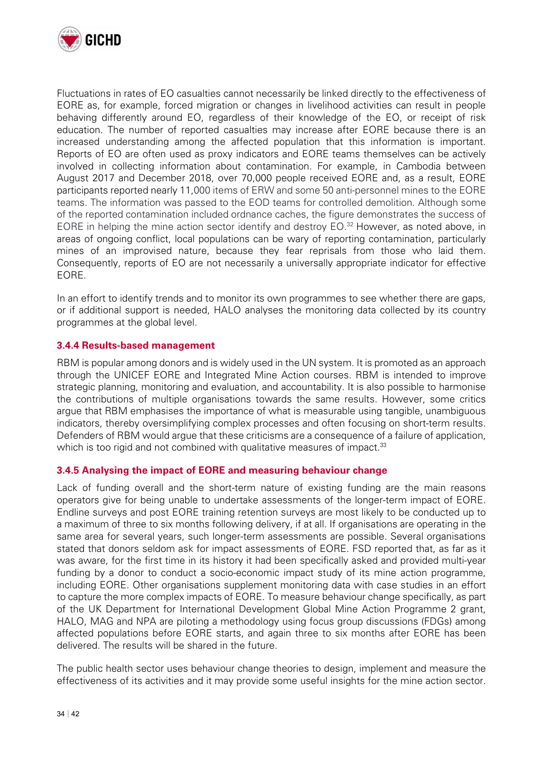Fluctuations in rates of EO casualties cannot necessarily be linked directly to the effectiveness of EORE as, for example, forced migration or changes in livelihood activities can result in people behaving differently around EO, regardless of their knowledge of the EO, or receipt of risk education. The number of reported casualties may increase after EORE because there is an increased understanding among the affected population that this information is important. Reports of EO are often used as proxy indicators and EORE teams themselves can be actively involved in collecting information about contamination. For example, in Cambodia between August 2017 and December 2018, over 70,000 people received EORE and, as a result, EORE participants reported nearly 11,000 items of ERW and some 50 anti-personnel mines to the EORE teams. The information was passed to the EOD teams for controlled demolition. Although some of the reported contamination included ordnance caches, the figure demonstrates the success of EORE in helping the mine action sector identify and destroy EO.[32] However, as noted above, in areas of ongoing conflict, local populations can be wary of reporting contamination, particularly mines of an improvised nature, because they fear reprisals from those who laid them. Consequently, reports of EO are not necessarily a universally appropriate indicator for effective EORE.

In an effort to identify trends and to monitor its own programmes to see whether there are gaps, or if additional support is needed, HALO analyses the monitoring data collected by its country programmes at the global level.

### 3.4.4 Results-based management

RBM is popular among donors and is widely used in the UN system. It is promoted as an approach through the UNICEF EORE and Integrated Mine Action courses. RBM is intended to improve strategic planning, monitoring and evaluation, and accountability. It is also possible to harmonise the contributions of multiple organisations towards the same results. However, some critics argue that RBM emphasises the importance of what is measurable using tangible, unambiguous indicators, thereby oversimplifying complex processes and often focusing on short-term results. Defenders of RBM would argue that these criticisms are a consequence of a failure of application, which is too rigid and not combined with qualitative measures of impact.[33]

### 3.4.5 Analysing the impact of EORE and measuring behaviour change

Lack of funding overall and the short-term nature of existing funding are the main reasons operators give for being unable to undertake assessments of the longer-term impact of EORE. Endline surveys and post EORE training retention surveys are most likely to be conducted up to a maximum of three to six months following delivery, if at all. If organisations are operating in the same area for several years, such longer-term assessments are possible. Several organisations stated that donors seldom ask for impact assessments of EORE. FSD reported that, as far as it was aware, for the first time in its history it had been specifically asked and provided multi-year funding by a donor to conduct a socio-economic impact study of its mine action programme, including EORE. Other organisations supplement monitoring data with case studies in an effort to capture the more complex impacts of EORE. To measure behaviour change specifically, as part of the UK Department for International Development Global Mine Action Programme 2 grant, HALO, MAG and NPA are piloting a methodology using focus group discussions (FDGs) among affected populations before EORE starts, and again three to six months after EORE has been delivered. The results will be shared in the future.

The public health sector uses behaviour change theories to design, implement and measure the effectiveness of its activities and it may provide some useful insights for the mine action sector.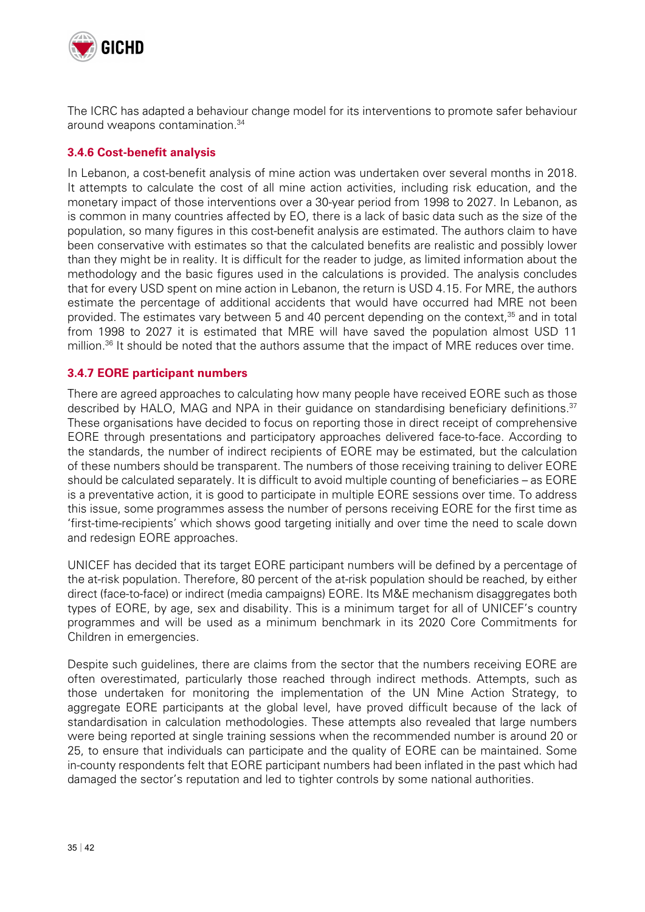The ICRC has adapted a behaviour change model for its interventions to promote safer behaviour around weapons contamination.[34]

### 3.4.6 Cost-benefit analysis

In Lebanon, a cost-benefit analysis of mine action was undertaken over several months in 2018. It attempts to calculate the cost of all mine action activities, including risk education, and the monetary impact of those interventions over a 30-year period from 1998 to 2027. In Lebanon, as is common in many countries affected by EO, there is a lack of basic data such as the size of the population, so many figures in this cost-benefit analysis are estimated. The authors claim to have been conservative with estimates so that the calculated benefits are realistic and possibly lower than they might be in reality. It is difficult for the reader to judge, as limited information about the methodology and the basic figures used in the calculations is provided. The analysis concludes that for every USD spent on mine action in Lebanon, the return is USD 4.15. For MRE, the authors estimate the percentage of additional accidents that would have occurred had MRE not been provided. The estimates vary between 5 and 40 percent depending on the context,[35] and in total from 1998 to 2027 it is estimated that MRE will have saved the population almost USD 11 million.[36] It should be noted that the authors assume that the impact of MRE reduces over time.

### 3.4.7 EORE participant numbers

There are agreed approaches to calculating how many people have received EORE such as those described by HALO, MAG and NPA in their guidance on standardising beneficiary definitions.[37] These organisations have decided to focus on reporting those in direct receipt of comprehensive EORE through presentations and participatory approaches delivered face-to-face. According to the standards, the number of indirect recipients of EORE may be estimated, but the calculation of these numbers should be transparent. The numbers of those receiving training to deliver EORE should be calculated separately. It is difficult to avoid multiple counting of beneficiaries – as EORE is a preventative action, it is good to participate in multiple EORE sessions over time. To address this issue, some programmes assess the number of persons receiving EORE for the first time as 'first-time-recipients' which shows good targeting initially and over time the need to scale down and redesign EORE approaches.

UNICEF has decided that its target EORE participant numbers will be defined by a percentage of the at-risk population. Therefore, 80 percent of the at-risk population should be reached, by either direct (face-to-face) or indirect (media campaigns) EORE. Its M&E mechanism disaggregates both types of EORE, by age, sex and disability. This is a minimum target for all of UNICEF's country programmes and will be used as a minimum benchmark in its 2020 Core Commitments for Children in emergencies.

Despite such guidelines, there are claims from the sector that the numbers receiving EORE are often overestimated, particularly those reached through indirect methods. Attempts, such as those undertaken for monitoring the implementation of the UN Mine Action Strategy, to aggregate EORE participants at the global level, have proved difficult because of the lack of standardisation in calculation methodologies. These attempts also revealed that large numbers were being reported at single training sessions when the recommended number is around 20 or 25, to ensure that individuals can participate and the quality of EORE can be maintained. Some in-county respondents felt that EORE participant numbers had been inflated in the past which had damaged the sector's reputation and led to tighter controls by some national authorities.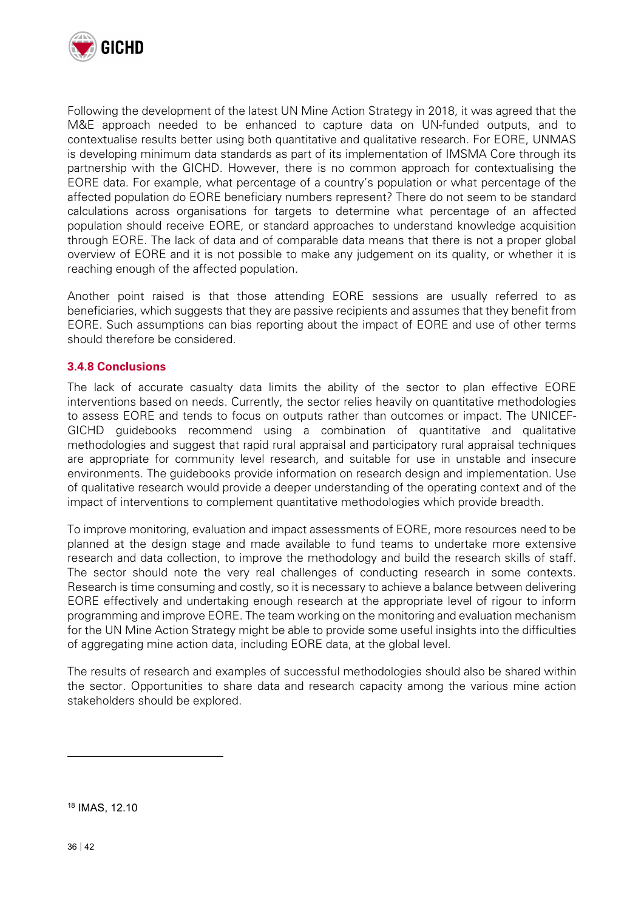Following the development of the latest UN Mine Action Strategy in 2018, it was agreed that the M&E approach needed to be enhanced to capture data on UN-funded outputs, and to contextualise results better using both quantitative and qualitative research. For EORE, UNMAS is developing minimum data standards as part of its implementation of IMSMA Core through its partnership with the GICHD. However, there is no common approach for contextualising the EORE data. For example, what percentage of a country's population or what percentage of the affected population do EORE beneficiary numbers represent? There do not seem to be standard calculations across organisations for targets to determine what percentage of an affected population should receive EORE, or standard approaches to understand knowledge acquisition through EORE. The lack of data and of comparable data means that there is not a proper global overview of EORE and it is not possible to make any judgement on its quality, or whether it is reaching enough of the affected population.

Another point raised is that those attending EORE sessions are usually referred to as beneficiaries, which suggests that they are passive recipients and assumes that they benefit from EORE. Such assumptions can bias reporting about the impact of EORE and use of other terms should therefore be considered.

### 3.4.8 Conclusions

The lack of accurate casualty data limits the ability of the sector to plan effective EORE interventions based on needs. Currently, the sector relies heavily on quantitative methodologies to assess EORE and tends to focus on outputs rather than outcomes or impact. The UNICEF-GICHD guidebooks recommend using a combination of quantitative and qualitative methodologies and suggest that rapid rural appraisal and participatory rural appraisal techniques are appropriate for community level research, and suitable for use in unstable and insecure environments. The guidebooks provide information on research design and implementation. Use of qualitative research would provide a deeper understanding of the operating context and of the impact of interventions to complement quantitative methodologies which provide breadth.

To improve monitoring, evaluation and impact assessments of EORE, more resources need to be planned at the design stage and made available to fund teams to undertake more extensive research and data collection, to improve the methodology and build the research skills of staff. The sector should note the very real challenges of conducting research in some contexts. Research is time consuming and costly, so it is necessary to achieve a balance between delivering EORE effectively and undertaking enough research at the appropriate level of rigour to inform programming and improve EORE. The team working on the monitoring and evaluation mechanism for the UN Mine Action Strategy might be able to provide some useful insights into the difficulties of aggregating mine action data, including EORE data, at the global level.

The results of research and examples of successful methodologies should also be shared within the sector. Opportunities to share data and research capacity among the various mine action stakeholders should be explored.

---

[18] IMAS, 12.10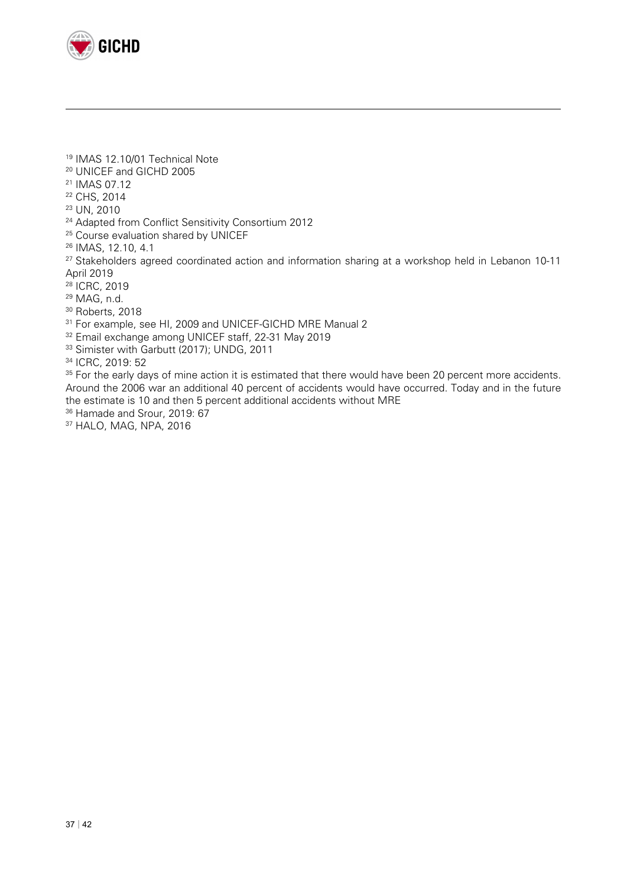[19] IMAS 12.10/01 Technical Note

[20] UNICEF and GICHD 2005

[21] IMAS 07.12

[22] CHS, 2014

[23] UN, 2010

[24] Adapted from Conflict Sensitivity Consortium 2012

[25] Course evaluation shared by UNICEF

[26] IMAS, 12.10, 4.1

[27] Stakeholders agreed coordinated action and information sharing at a workshop held in Lebanon 10-11 April 2019

[28] ICRC, 2019

[29] MAG, n.d.

[30] Roberts, 2018

[31] For example, see HI, 2009 and UNICEF-GICHD MRE Manual 2

[32] Email exchange among UNICEF staff, 22-31 May 2019

[33] Simister with Garbutt (2017); UNDG, 2011

[34] ICRC, 2019: 52

[35] For the early days of mine action it is estimated that there would have been 20 percent more accidents. Around the 2006 war an additional 40 percent of accidents would have occurred. Today and in the future the estimate is 10 and then 5 percent additional accidents without MRE

[36] Hamade and Srour, 2019: 67

[37] HALO, MAG, NPA, 2016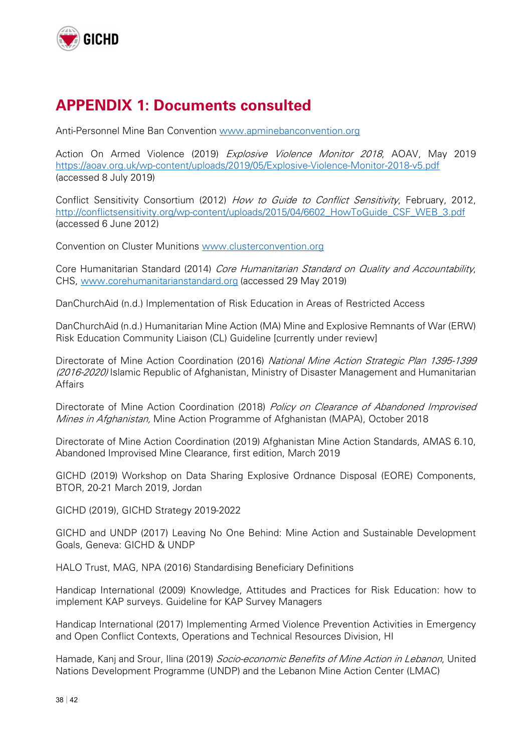# APPENDIX 1: Documents consulted

Anti-Personnel Mine Ban Convention www.apminebanconvention.org

Action On Armed Violence (2019) *Explosive Violence Monitor 2018*, AOAV, May 2019 https://aoav.org.uk/wp-content/uploads/2019/05/Explosive-Violence-Monitor-2018-v5.pdf (accessed 8 July 2019)

Conflict Sensitivity Consortium (2012) *How to Guide to Conflict Sensitivity*, February, 2012, http://conflictsensitivity.org/wp-content/uploads/2015/04/6602_HowToGuide_CSF_WEB_3.pdf (accessed 6 June 2012)

Convention on Cluster Munitions www.clusterconvention.org

Core Humanitarian Standard (2014) *Core Humanitarian Standard on Quality and Accountability*, CHS, www.corehumanitarianstandard.org (accessed 29 May 2019)

DanChurchAid (n.d.) Implementation of Risk Education in Areas of Restricted Access

DanChurchAid (n.d.) Humanitarian Mine Action (MA) Mine and Explosive Remnants of War (ERW) Risk Education Community Liaison (CL) Guideline [currently under review]

Directorate of Mine Action Coordination (2016) *National Mine Action Strategic Plan 1395-1399 (2016-2020)* Islamic Republic of Afghanistan, Ministry of Disaster Management and Humanitarian Affairs

Directorate of Mine Action Coordination (2018) *Policy on Clearance of Abandoned Improvised Mines in Afghanistan,* Mine Action Programme of Afghanistan (MAPA), October 2018

Directorate of Mine Action Coordination (2019) Afghanistan Mine Action Standards, AMAS 6.10, Abandoned Improvised Mine Clearance, first edition, March 2019

GICHD (2019) Workshop on Data Sharing Explosive Ordnance Disposal (EORE) Components, BTOR, 20-21 March 2019, Jordan

GICHD (2019), GICHD Strategy 2019-2022

GICHD and UNDP (2017) Leaving No One Behind: Mine Action and Sustainable Development Goals, Geneva: GICHD & UNDP

HALO Trust, MAG, NPA (2016) Standardising Beneficiary Definitions

Handicap International (2009) Knowledge, Attitudes and Practices for Risk Education: how to implement KAP surveys. Guideline for KAP Survey Managers

Handicap International (2017) Implementing Armed Violence Prevention Activities in Emergency and Open Conflict Contexts, Operations and Technical Resources Division, HI

Hamade, Kanj and Srour, Ilina (2019) *Socio-economic Benefits of Mine Action in Lebanon*, United Nations Development Programme (UNDP) and the Lebanon Mine Action Center (LMAC)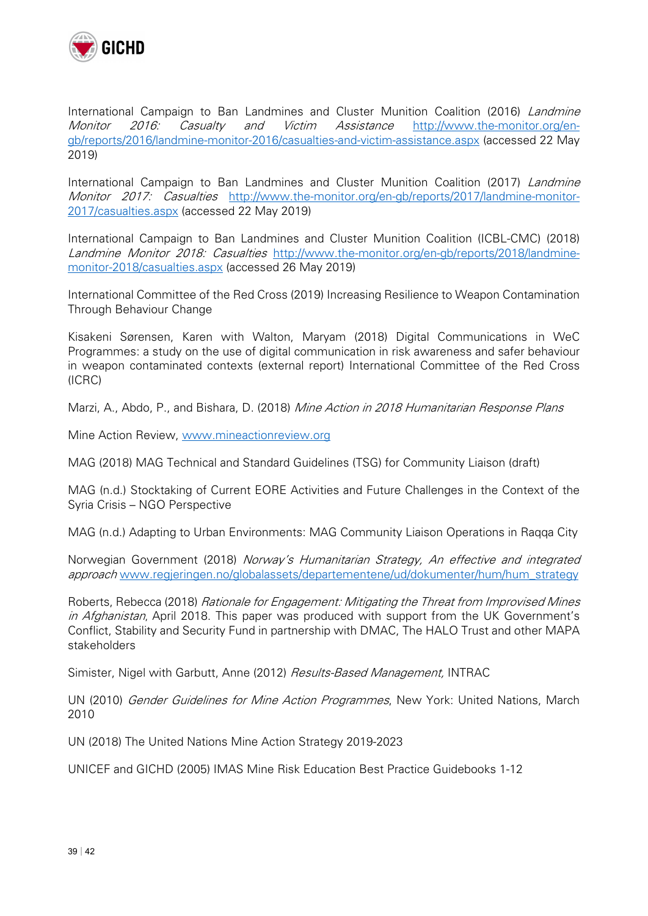International Campaign to Ban Landmines and Cluster Munition Coalition (2016) *Landmine Monitor 2016: Casualty and Victim Assistance* http://www.the-monitor.org/en-gb/reports/2016/landmine-monitor-2016/casualties-and-victim-assistance.aspx (accessed 22 May 2019)

International Campaign to Ban Landmines and Cluster Munition Coalition (2017) *Landmine Monitor 2017: Casualties* http://www.the-monitor.org/en-gb/reports/2017/landmine-monitor-2017/casualties.aspx (accessed 22 May 2019)

International Campaign to Ban Landmines and Cluster Munition Coalition (ICBL-CMC) (2018) *Landmine Monitor 2018: Casualties* http://www.the-monitor.org/en-gb/reports/2018/landmine-monitor-2018/casualties.aspx (accessed 26 May 2019)

International Committee of the Red Cross (2019) Increasing Resilience to Weapon Contamination Through Behaviour Change

Kisakeni Sørensen, Karen with Walton, Maryam (2018) Digital Communications in WeC Programmes: a study on the use of digital communication in risk awareness and safer behaviour in weapon contaminated contexts (external report) International Committee of the Red Cross (ICRC)

Marzi, A., Abdo, P., and Bishara, D. (2018) *Mine Action in 2018 Humanitarian Response Plans*

Mine Action Review, www.mineactionreview.org

MAG (2018) MAG Technical and Standard Guidelines (TSG) for Community Liaison (draft)

MAG (n.d.) Stocktaking of Current EORE Activities and Future Challenges in the Context of the Syria Crisis – NGO Perspective

MAG (n.d.) Adapting to Urban Environments: MAG Community Liaison Operations in Raqqa City

Norwegian Government (2018) *Norway's Humanitarian Strategy, An effective and integrated approach* www.regjeringen.no/globalassets/departementene/ud/dokumenter/hum/hum_strategy

Roberts, Rebecca (2018) *Rationale for Engagement: Mitigating the Threat from Improvised Mines in Afghanistan*, April 2018. This paper was produced with support from the UK Government's Conflict, Stability and Security Fund in partnership with DMAC, The HALO Trust and other MAPA stakeholders

Simister, Nigel with Garbutt, Anne (2012) *Results-Based Management,* INTRAC

UN (2010) *Gender Guidelines for Mine Action Programmes*, New York: United Nations, March 2010

UN (2018) The United Nations Mine Action Strategy 2019-2023

UNICEF and GICHD (2005) IMAS Mine Risk Education Best Practice Guidebooks 1-12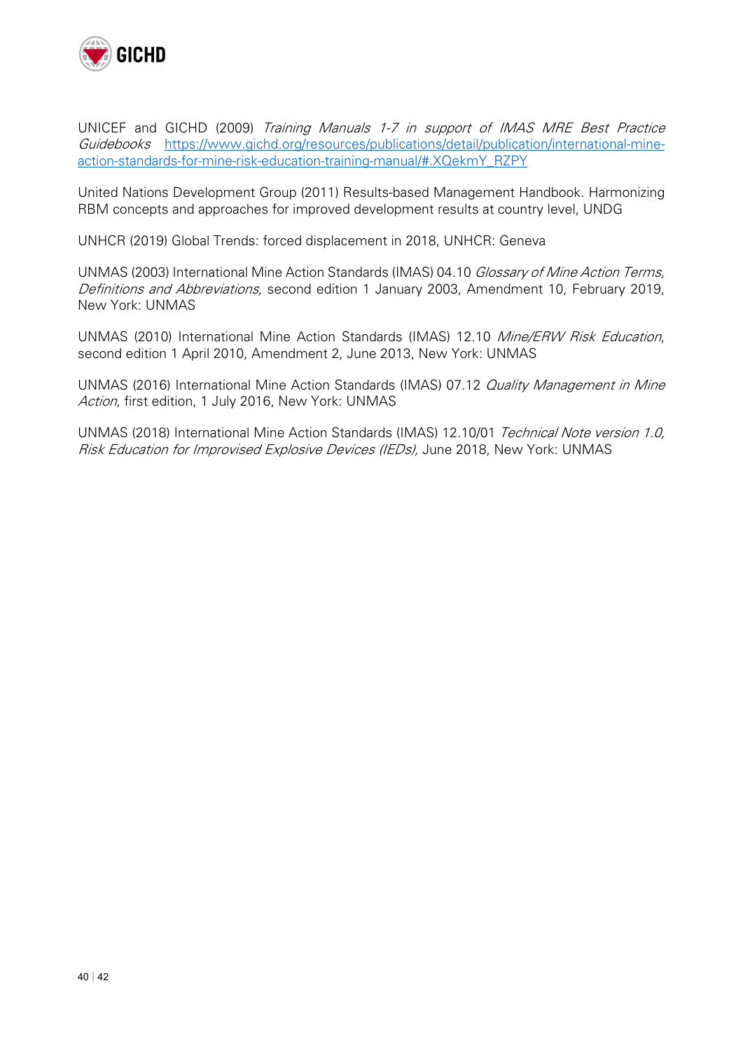UNICEF and GICHD (2009) *Training Manuals 1-7 in support of IMAS MRE Best Practice Guidebooks* https://www.gichd.org/resources/publications/detail/publication/international-mine-action-standards-for-mine-risk-education-training-manual/#.XQekmY_RZPY

United Nations Development Group (2011) Results-based Management Handbook. Harmonizing RBM concepts and approaches for improved development results at country level, UNDG

UNHCR (2019) Global Trends: forced displacement in 2018, UNHCR: Geneva

UNMAS (2003) International Mine Action Standards (IMAS) 04.10 *Glossary of Mine Action Terms, Definitions and Abbreviations,* second edition 1 January 2003, Amendment 10, February 2019, New York: UNMAS

UNMAS (2010) International Mine Action Standards (IMAS) 12.10 *Mine/ERW Risk Education*, second edition 1 April 2010, Amendment 2, June 2013, New York: UNMAS

UNMAS (2016) International Mine Action Standards (IMAS) 07.12 *Quality Management in Mine Action*, first edition, 1 July 2016, New York: UNMAS

UNMAS (2018) International Mine Action Standards (IMAS) 12.10/01 *Technical Note version 1.0, Risk Education for Improvised Explosive Devices (IEDs),* June 2018, New York: UNMAS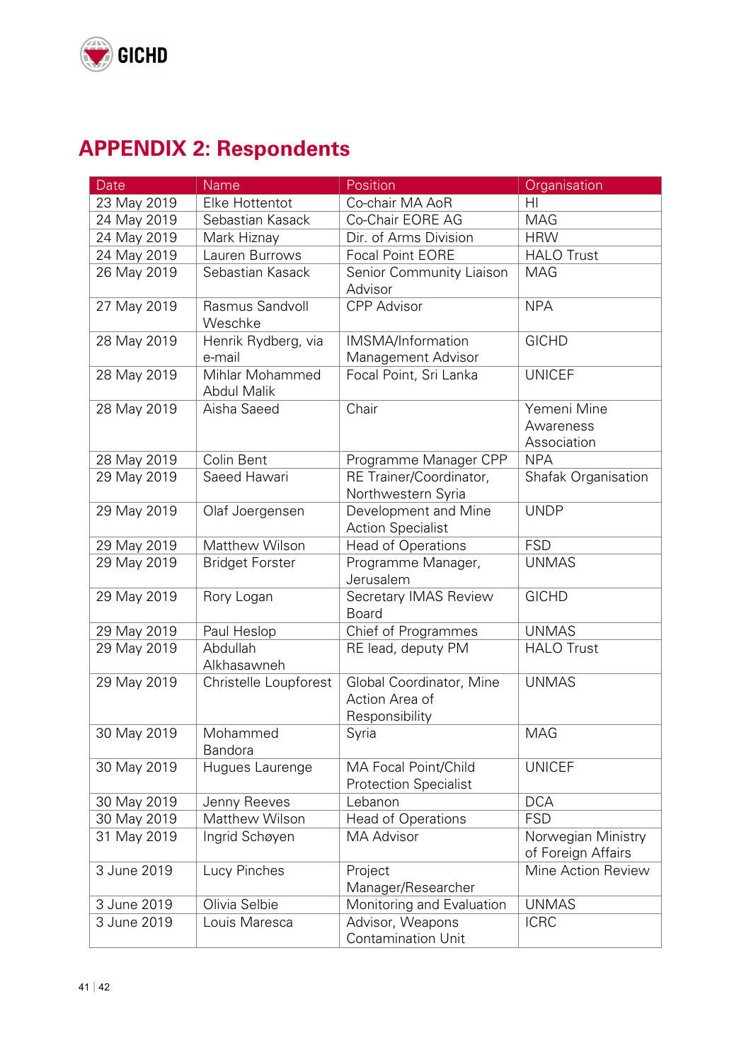# APPENDIX 2: Respondents

| Date | Name | Position | Organisation |
|---|---|---|---|
| 23 May 2019 | Elke Hottentot | Co-chair MA AoR | HI |
| 24 May 2019 | Sebastian Kasack | Co-Chair EORE AG | MAG |
| 24 May 2019 | Mark Hiznay | Dir. of Arms Division | HRW |
| 24 May 2019 | Lauren Burrows | Focal Point EORE | HALO Trust |
| 26 May 2019 | Sebastian Kasack | Senior Community Liaison Advisor | MAG |
| 27 May 2019 | Rasmus Sandvoll Weschke | CPP Advisor | NPA |
| 28 May 2019 | Henrik Rydberg, via e-mail | IMSMA/Information Management Advisor | GICHD |
| 28 May 2019 | Mihlar Mohammed Abdul Malik | Focal Point, Sri Lanka | UNICEF |
| 28 May 2019 | Aisha Saeed | Chair | Yemeni Mine Awareness Association |
| 28 May 2019 | Colin Bent | Programme Manager CPP | NPA |
| 29 May 2019 | Saeed Hawari | RE Trainer/Coordinator, Northwestern Syria | Shafak Organisation |
| 29 May 2019 | Olaf Joergensen | Development and Mine Action Specialist | UNDP |
| 29 May 2019 | Matthew Wilson | Head of Operations | FSD |
| 29 May 2019 | Bridget Forster | Programme Manager, Jerusalem | UNMAS |
| 29 May 2019 | Rory Logan | Secretary IMAS Review Board | GICHD |
| 29 May 2019 | Paul Heslop | Chief of Programmes | UNMAS |
| 29 May 2019 | Abdullah Alkhasawneh | RE lead, deputy PM | HALO Trust |
| 29 May 2019 | Christelle Loupforest | Global Coordinator, Mine Action Area of Responsibility | UNMAS |
| 30 May 2019 | Mohammed Bandora | Syria | MAG |
| 30 May 2019 | Hugues Laurenge | MA Focal Point/Child Protection Specialist | UNICEF |
| 30 May 2019 | Jenny Reeves | Lebanon | DCA |
| 30 May 2019 | Matthew Wilson | Head of Operations | FSD |
| 31 May 2019 | Ingrid Schøyen | MA Advisor | Norwegian Ministry of Foreign Affairs |
| 3 June 2019 | Lucy Pinches | Project Manager/Researcher | Mine Action Review |
| 3 June 2019 | Olivia Selbie | Monitoring and Evaluation | UNMAS |
| 3 June 2019 | Louis Maresca | Advisor, Weapons Contamination Unit | ICRC |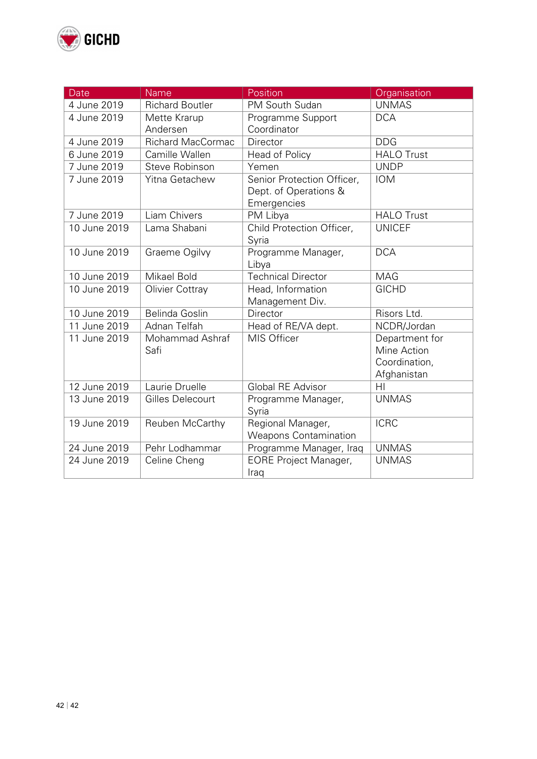| Date | Name | Position | Organisation |
|---|---|---|---|
| 4 June 2019 | Richard Boutler | PM South Sudan | UNMAS |
| 4 June 2019 | Mette Krarup Andersen | Programme Support Coordinator | DCA |
| 4 June 2019 | Richard MacCormac | Director | DDG |
| 6 June 2019 | Camille Wallen | Head of Policy | HALO Trust |
| 7 June 2019 | Steve Robinson | Yemen | UNDP |
| 7 June 2019 | Yitna Getachew | Senior Protection Officer, Dept. of Operations & Emergencies | IOM |
| 7 June 2019 | Liam Chivers | PM Libya | HALO Trust |
| 10 June 2019 | Lama Shabani | Child Protection Officer, Syria | UNICEF |
| 10 June 2019 | Graeme Ogilvy | Programme Manager, Libya | DCA |
| 10 June 2019 | Mikael Bold | Technical Director | MAG |
| 10 June 2019 | Olivier Cottray | Head, Information Management Div. | GICHD |
| 10 June 2019 | Belinda Goslin | Director | Risors Ltd. |
| 11 June 2019 | Adnan Telfah | Head of RE/VA dept. | NCDR/Jordan |
| 11 June 2019 | Mohammad Ashraf Safi | MIS Officer | Department for Mine Action Coordination, Afghanistan |
| 12 June 2019 | Laurie Druelle | Global RE Advisor | HI |
| 13 June 2019 | Gilles Delecourt | Programme Manager, Syria | UNMAS |
| 19 June 2019 | Reuben McCarthy | Regional Manager, Weapons Contamination | ICRC |
| 24 June 2019 | Pehr Lodhammar | Programme Manager, Iraq | UNMAS |
| 24 June 2019 | Celine Cheng | EORE Project Manager, Iraq | UNMAS |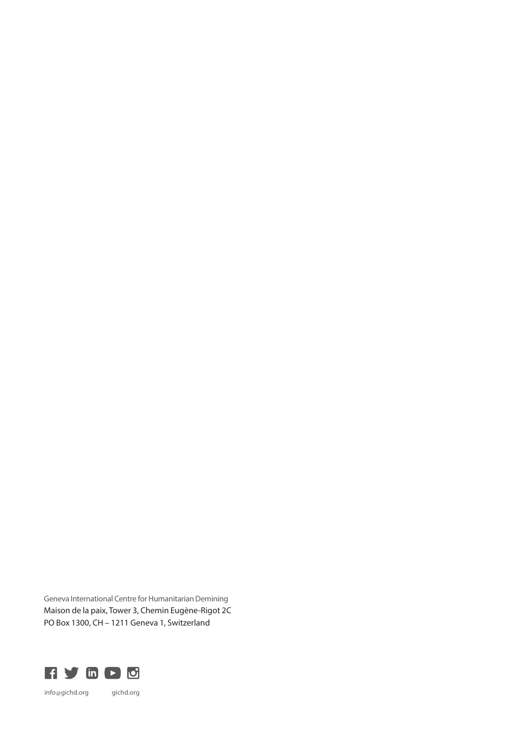Geneva International Centre for Humanitarian Demining
Maison de la paix, Tower 3, Chemin Eugène-Rigot 2C
PO Box 1300, CH – 1211 Geneva 1, Switzerland

info@gichd.org gichd.org